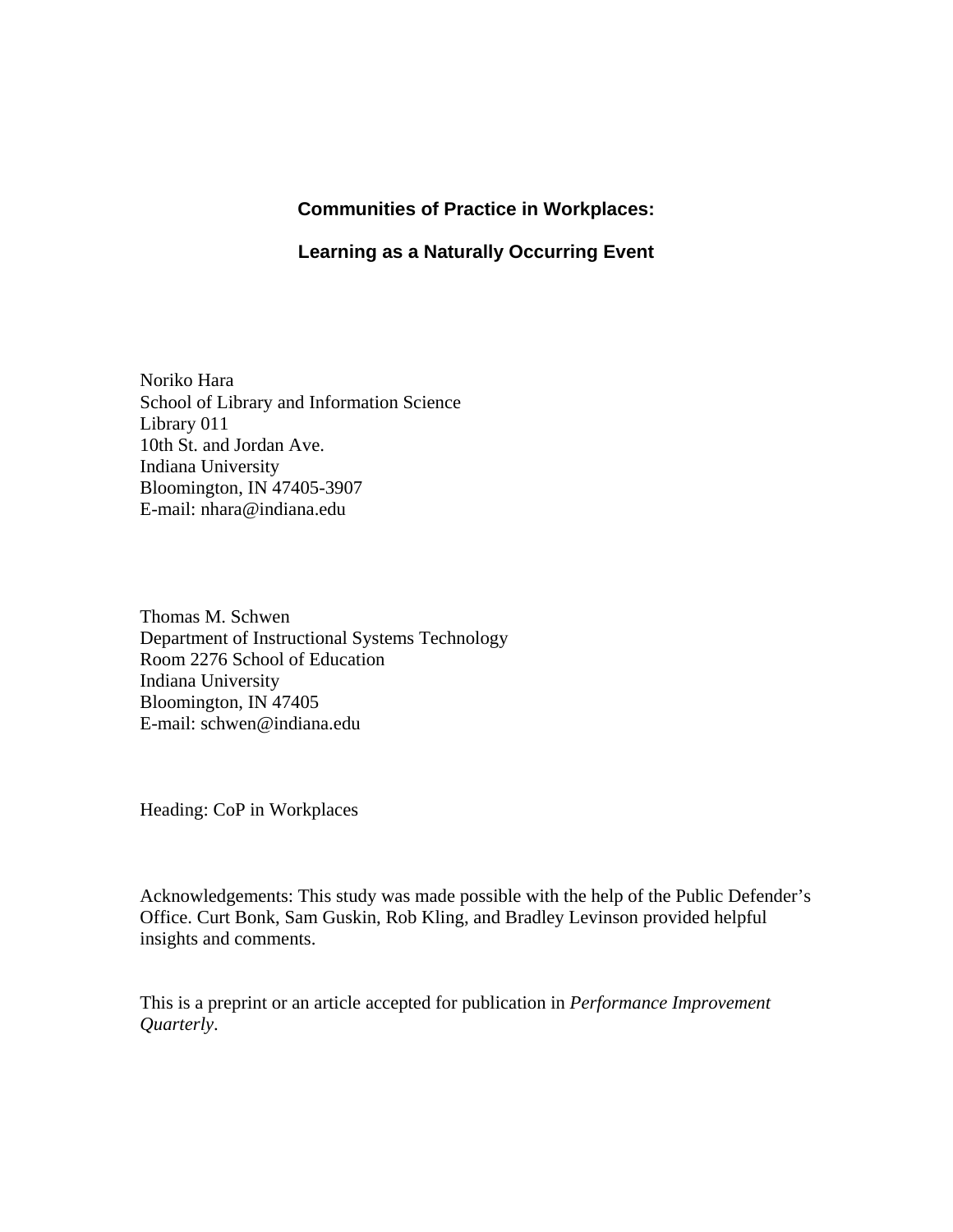# Communities of Practice in Workplaces:

# Learning as a Naturally Occurring Event

Noriko Hara
School of Library and Information Science
Library 011
10th St. and Jordan Ave.
Indiana University
Bloomington, IN 47405-3907
E-mail: nhara@indiana.edu

Thomas M. Schwen
Department of Instructional Systems Technology
Room 2276 School of Education
Indiana University
Bloomington, IN 47405
E-mail: schwen@indiana.edu

Heading: CoP in Workplaces

Acknowledgements: This study was made possible with the help of the Public Defender's Office. Curt Bonk, Sam Guskin, Rob Kling, and Bradley Levinson provided helpful insights and comments.

This is a preprint or an article accepted for publication in *Performance Improvement Quarterly*.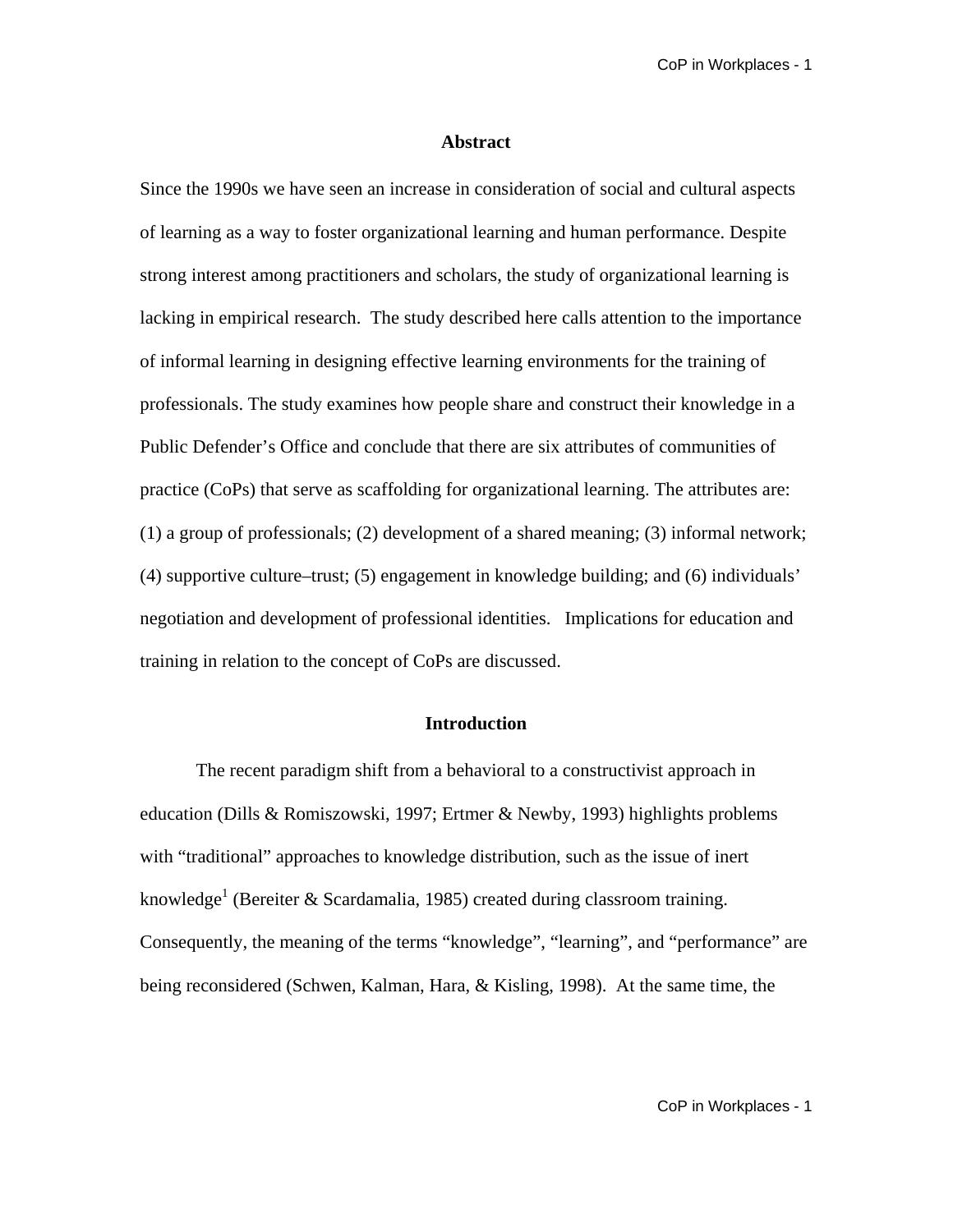## Abstract

Since the 1990s we have seen an increase in consideration of social and cultural aspects of learning as a way to foster organizational learning and human performance. Despite strong interest among practitioners and scholars, the study of organizational learning is lacking in empirical research. The study described here calls attention to the importance of informal learning in designing effective learning environments for the training of professionals. The study examines how people share and construct their knowledge in a Public Defender's Office and conclude that there are six attributes of communities of practice (CoPs) that serve as scaffolding for organizational learning. The attributes are: (1) a group of professionals; (2) development of a shared meaning; (3) informal network; (4) supportive culture–trust; (5) engagement in knowledge building; and (6) individuals' negotiation and development of professional identities. Implications for education and training in relation to the concept of CoPs are discussed.

## Introduction

The recent paradigm shift from a behavioral to a constructivist approach in education (Dills & Romiszowski, 1997; Ertmer & Newby, 1993) highlights problems with "traditional" approaches to knowledge distribution, such as the issue of inert knowledge[1] (Bereiter & Scardamalia, 1985) created during classroom training. Consequently, the meaning of the terms "knowledge", "learning", and "performance" are being reconsidered (Schwen, Kalman, Hara, & Kisling, 1998). At the same time, the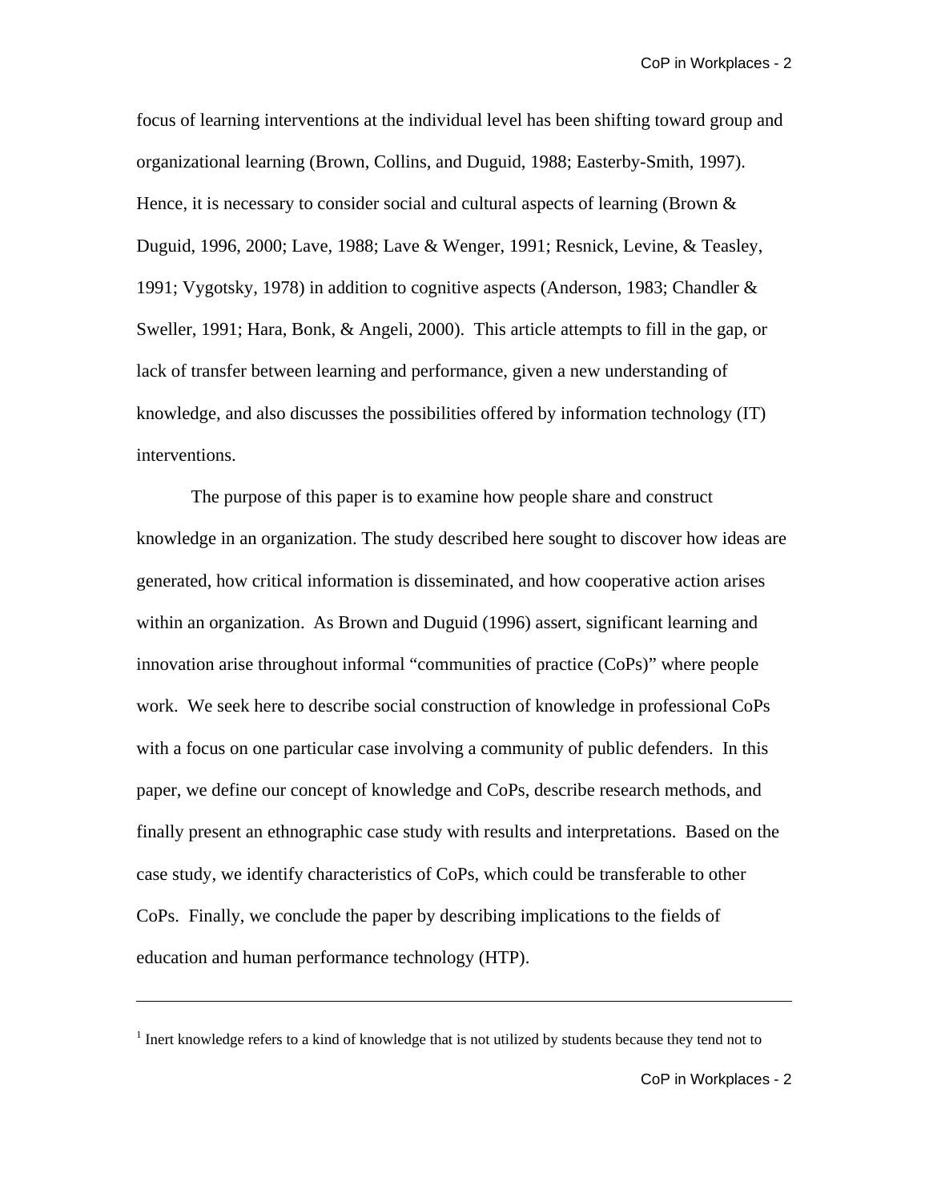focus of learning interventions at the individual level has been shifting toward group and organizational learning (Brown, Collins, and Duguid, 1988; Easterby-Smith, 1997). Hence, it is necessary to consider social and cultural aspects of learning (Brown & Duguid, 1996, 2000; Lave, 1988; Lave & Wenger, 1991; Resnick, Levine, & Teasley, 1991; Vygotsky, 1978) in addition to cognitive aspects (Anderson, 1983; Chandler & Sweller, 1991; Hara, Bonk, & Angeli, 2000). This article attempts to fill in the gap, or lack of transfer between learning and performance, given a new understanding of knowledge, and also discusses the possibilities offered by information technology (IT) interventions.

The purpose of this paper is to examine how people share and construct knowledge in an organization. The study described here sought to discover how ideas are generated, how critical information is disseminated, and how cooperative action arises within an organization. As Brown and Duguid (1996) assert, significant learning and innovation arise throughout informal "communities of practice (CoPs)" where people work. We seek here to describe social construction of knowledge in professional CoPs with a focus on one particular case involving a community of public defenders. In this paper, we define our concept of knowledge and CoPs, describe research methods, and finally present an ethnographic case study with results and interpretations. Based on the case study, we identify characteristics of CoPs, which could be transferable to other CoPs. Finally, we conclude the paper by describing implications to the fields of education and human performance technology (HTP).

---

[1] Inert knowledge refers to a kind of knowledge that is not utilized by students because they tend not to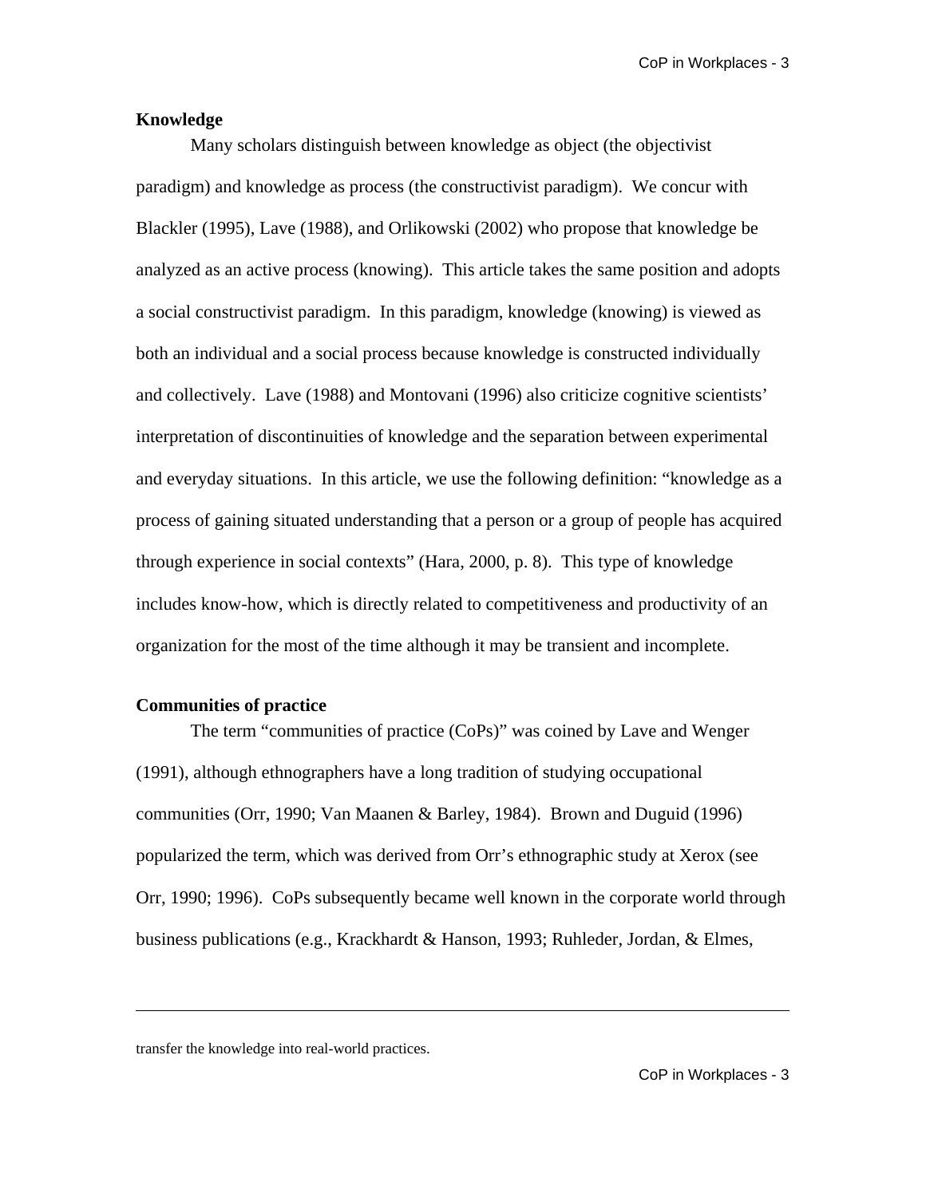### Knowledge

Many scholars distinguish between knowledge as object (the objectivist paradigm) and knowledge as process (the constructivist paradigm). We concur with Blackler (1995), Lave (1988), and Orlikowski (2002) who propose that knowledge be analyzed as an active process (knowing). This article takes the same position and adopts a social constructivist paradigm. In this paradigm, knowledge (knowing) is viewed as both an individual and a social process because knowledge is constructed individually and collectively. Lave (1988) and Montovani (1996) also criticize cognitive scientists' interpretation of discontinuities of knowledge and the separation between experimental and everyday situations. In this article, we use the following definition: "knowledge as a process of gaining situated understanding that a person or a group of people has acquired through experience in social contexts" (Hara, 2000, p. 8). This type of knowledge includes know-how, which is directly related to competitiveness and productivity of an organization for the most of the time although it may be transient and incomplete.

### Communities of practice

The term "communities of practice (CoPs)" was coined by Lave and Wenger (1991), although ethnographers have a long tradition of studying occupational communities (Orr, 1990; Van Maanen & Barley, 1984). Brown and Duguid (1996) popularized the term, which was derived from Orr's ethnographic study at Xerox (see Orr, 1990; 1996). CoPs subsequently became well known in the corporate world through business publications (e.g., Krackhardt & Hanson, 1993; Ruhleder, Jordan, & Elmes,

---

transfer the knowledge into real-world practices.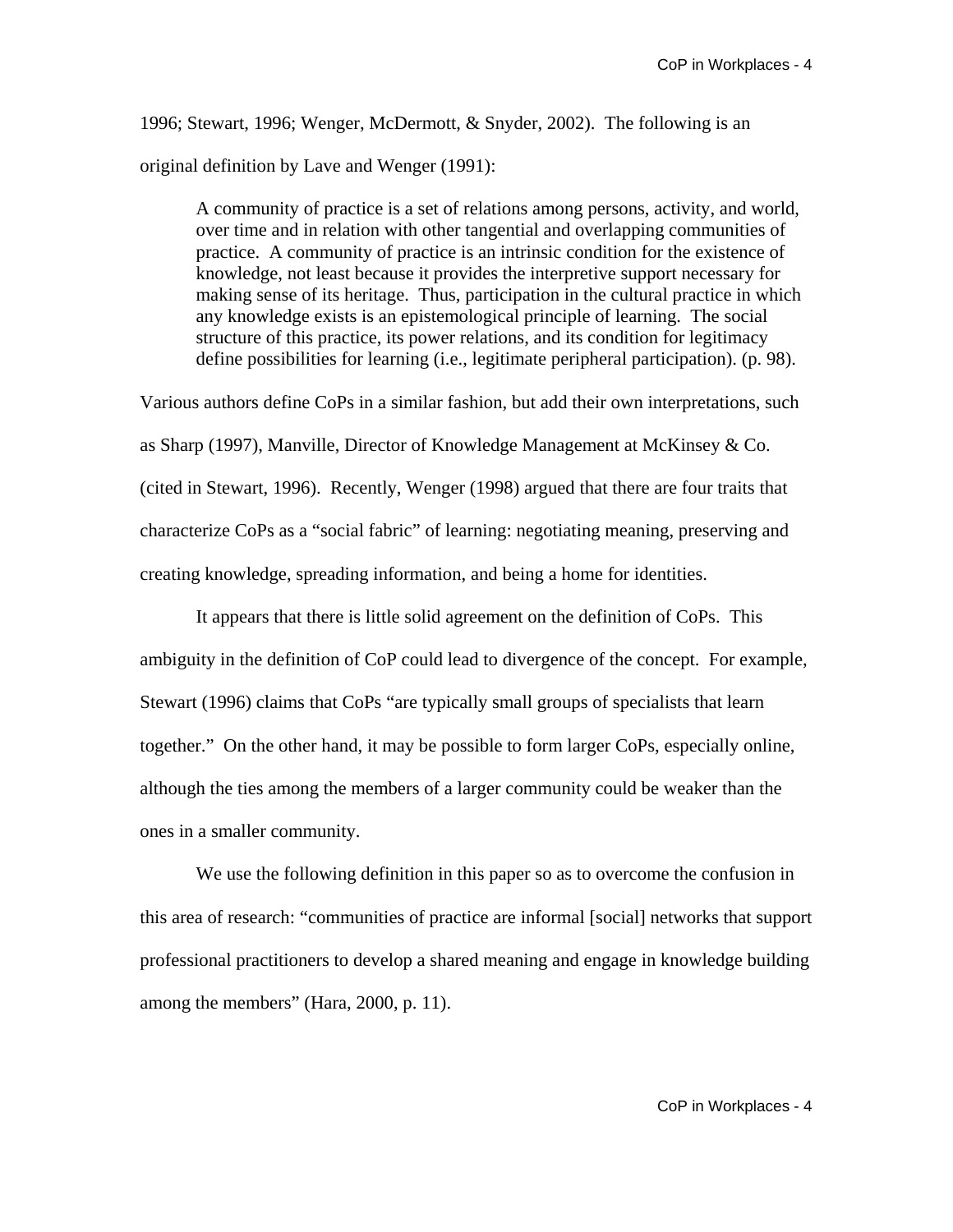1996; Stewart, 1996; Wenger, McDermott, & Snyder, 2002). The following is an original definition by Lave and Wenger (1991):

> A community of practice is a set of relations among persons, activity, and world, over time and in relation with other tangential and overlapping communities of practice. A community of practice is an intrinsic condition for the existence of knowledge, not least because it provides the interpretive support necessary for making sense of its heritage. Thus, participation in the cultural practice in which any knowledge exists is an epistemological principle of learning. The social structure of this practice, its power relations, and its condition for legitimacy define possibilities for learning (i.e., legitimate peripheral participation). (p. 98).

Various authors define CoPs in a similar fashion, but add their own interpretations, such as Sharp (1997), Manville, Director of Knowledge Management at McKinsey & Co. (cited in Stewart, 1996). Recently, Wenger (1998) argued that there are four traits that characterize CoPs as a "social fabric" of learning: negotiating meaning, preserving and creating knowledge, spreading information, and being a home for identities.

It appears that there is little solid agreement on the definition of CoPs. This ambiguity in the definition of CoP could lead to divergence of the concept. For example, Stewart (1996) claims that CoPs "are typically small groups of specialists that learn together." On the other hand, it may be possible to form larger CoPs, especially online, although the ties among the members of a larger community could be weaker than the ones in a smaller community.

We use the following definition in this paper so as to overcome the confusion in this area of research: "communities of practice are informal [social] networks that support professional practitioners to develop a shared meaning and engage in knowledge building among the members" (Hara, 2000, p. 11).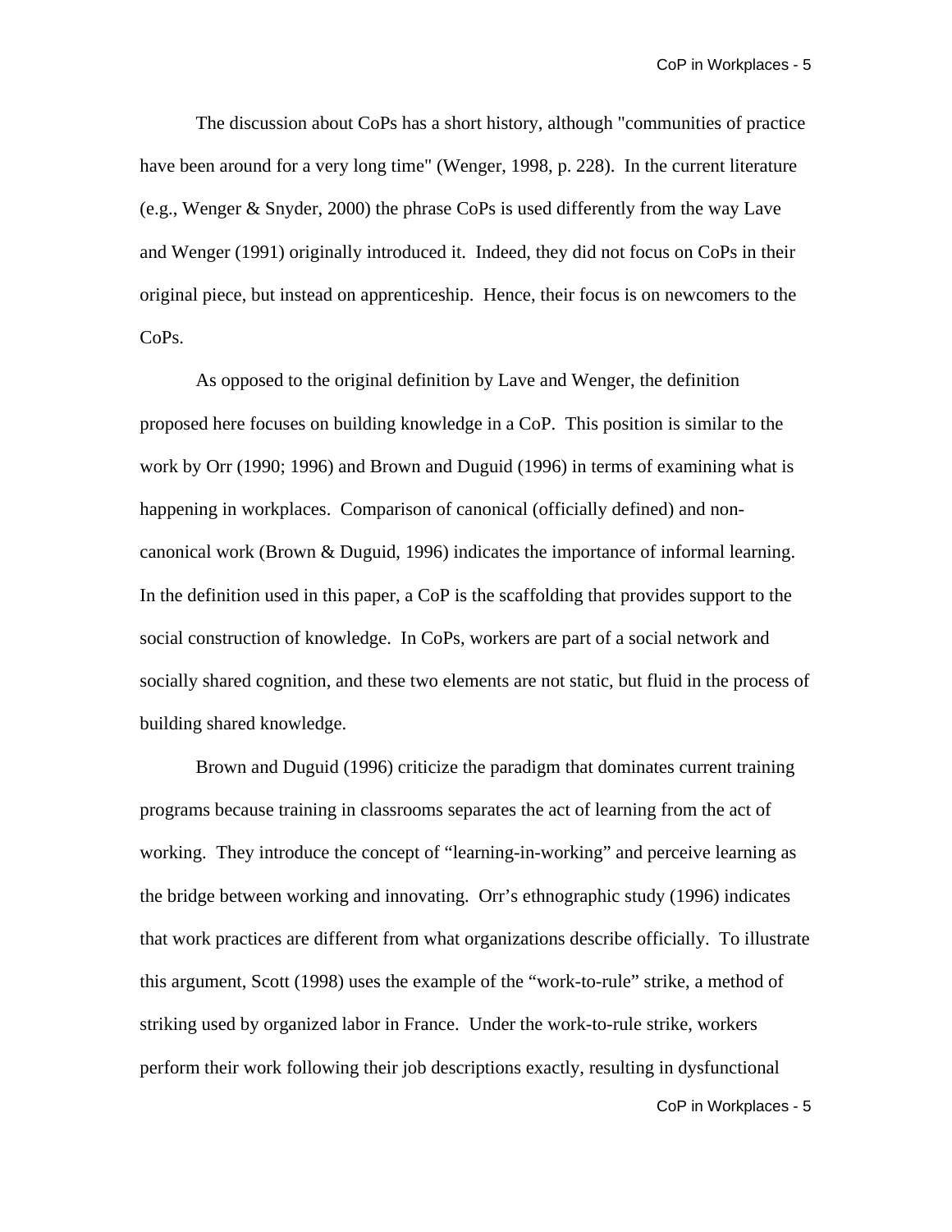The discussion about CoPs has a short history, although "communities of practice have been around for a very long time" (Wenger, 1998, p. 228). In the current literature (e.g., Wenger & Snyder, 2000) the phrase CoPs is used differently from the way Lave and Wenger (1991) originally introduced it. Indeed, they did not focus on CoPs in their original piece, but instead on apprenticeship. Hence, their focus is on newcomers to the CoPs.

As opposed to the original definition by Lave and Wenger, the definition proposed here focuses on building knowledge in a CoP. This position is similar to the work by Orr (1990; 1996) and Brown and Duguid (1996) in terms of examining what is happening in workplaces. Comparison of canonical (officially defined) and non-canonical work (Brown & Duguid, 1996) indicates the importance of informal learning. In the definition used in this paper, a CoP is the scaffolding that provides support to the social construction of knowledge. In CoPs, workers are part of a social network and socially shared cognition, and these two elements are not static, but fluid in the process of building shared knowledge.

Brown and Duguid (1996) criticize the paradigm that dominates current training programs because training in classrooms separates the act of learning from the act of working. They introduce the concept of "learning-in-working" and perceive learning as the bridge between working and innovating. Orr's ethnographic study (1996) indicates that work practices are different from what organizations describe officially. To illustrate this argument, Scott (1998) uses the example of the "work-to-rule" strike, a method of striking used by organized labor in France. Under the work-to-rule strike, workers perform their work following their job descriptions exactly, resulting in dysfunctional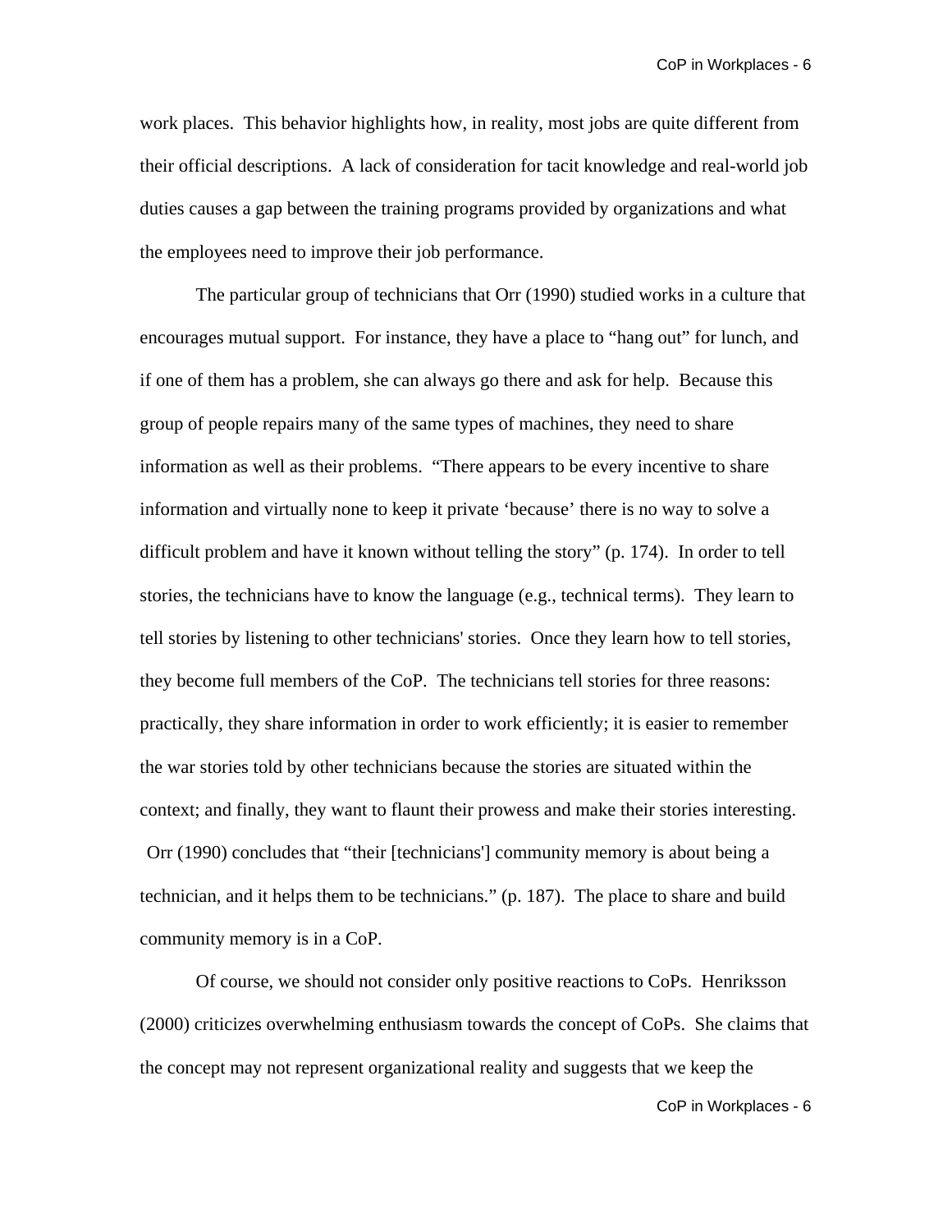work places. This behavior highlights how, in reality, most jobs are quite different from their official descriptions. A lack of consideration for tacit knowledge and real-world job duties causes a gap between the training programs provided by organizations and what the employees need to improve their job performance.

The particular group of technicians that Orr (1990) studied works in a culture that encourages mutual support. For instance, they have a place to "hang out" for lunch, and if one of them has a problem, she can always go there and ask for help. Because this group of people repairs many of the same types of machines, they need to share information as well as their problems. "There appears to be every incentive to share information and virtually none to keep it private 'because' there is no way to solve a difficult problem and have it known without telling the story" (p. 174). In order to tell stories, the technicians have to know the language (e.g., technical terms). They learn to tell stories by listening to other technicians' stories. Once they learn how to tell stories, they become full members of the CoP. The technicians tell stories for three reasons: practically, they share information in order to work efficiently; it is easier to remember the war stories told by other technicians because the stories are situated within the context; and finally, they want to flaunt their prowess and make their stories interesting. Orr (1990) concludes that "their [technicians'] community memory is about being a technician, and it helps them to be technicians." (p. 187). The place to share and build community memory is in a CoP.

Of course, we should not consider only positive reactions to CoPs. Henriksson (2000) criticizes overwhelming enthusiasm towards the concept of CoPs. She claims that the concept may not represent organizational reality and suggests that we keep the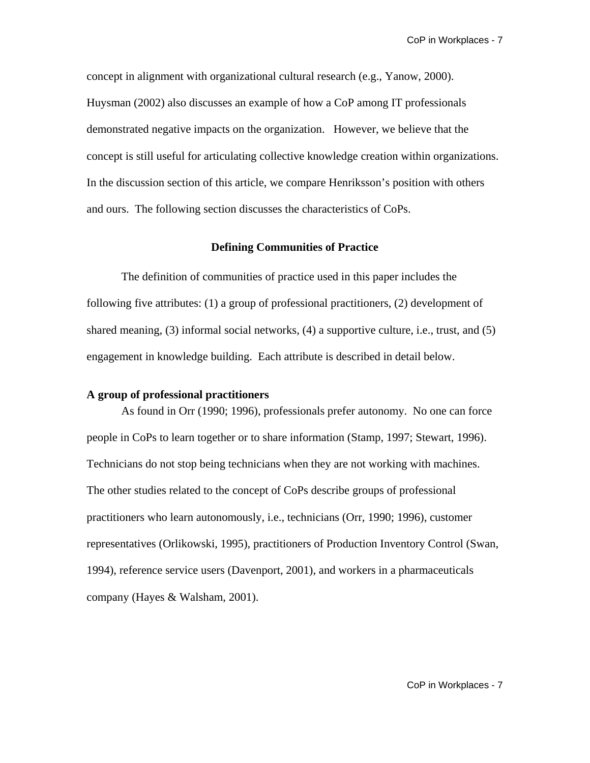concept in alignment with organizational cultural research (e.g., Yanow, 2000). Huysman (2002) also discusses an example of how a CoP among IT professionals demonstrated negative impacts on the organization. However, we believe that the concept is still useful for articulating collective knowledge creation within organizations. In the discussion section of this article, we compare Henriksson's position with others and ours. The following section discusses the characteristics of CoPs.

## Defining Communities of Practice

The definition of communities of practice used in this paper includes the following five attributes: (1) a group of professional practitioners, (2) development of shared meaning, (3) informal social networks, (4) a supportive culture, i.e., trust, and (5) engagement in knowledge building. Each attribute is described in detail below.

### A group of professional practitioners

As found in Orr (1990; 1996), professionals prefer autonomy. No one can force people in CoPs to learn together or to share information (Stamp, 1997; Stewart, 1996). Technicians do not stop being technicians when they are not working with machines. The other studies related to the concept of CoPs describe groups of professional practitioners who learn autonomously, i.e., technicians (Orr, 1990; 1996), customer representatives (Orlikowski, 1995), practitioners of Production Inventory Control (Swan, 1994), reference service users (Davenport, 2001), and workers in a pharmaceuticals company (Hayes & Walsham, 2001).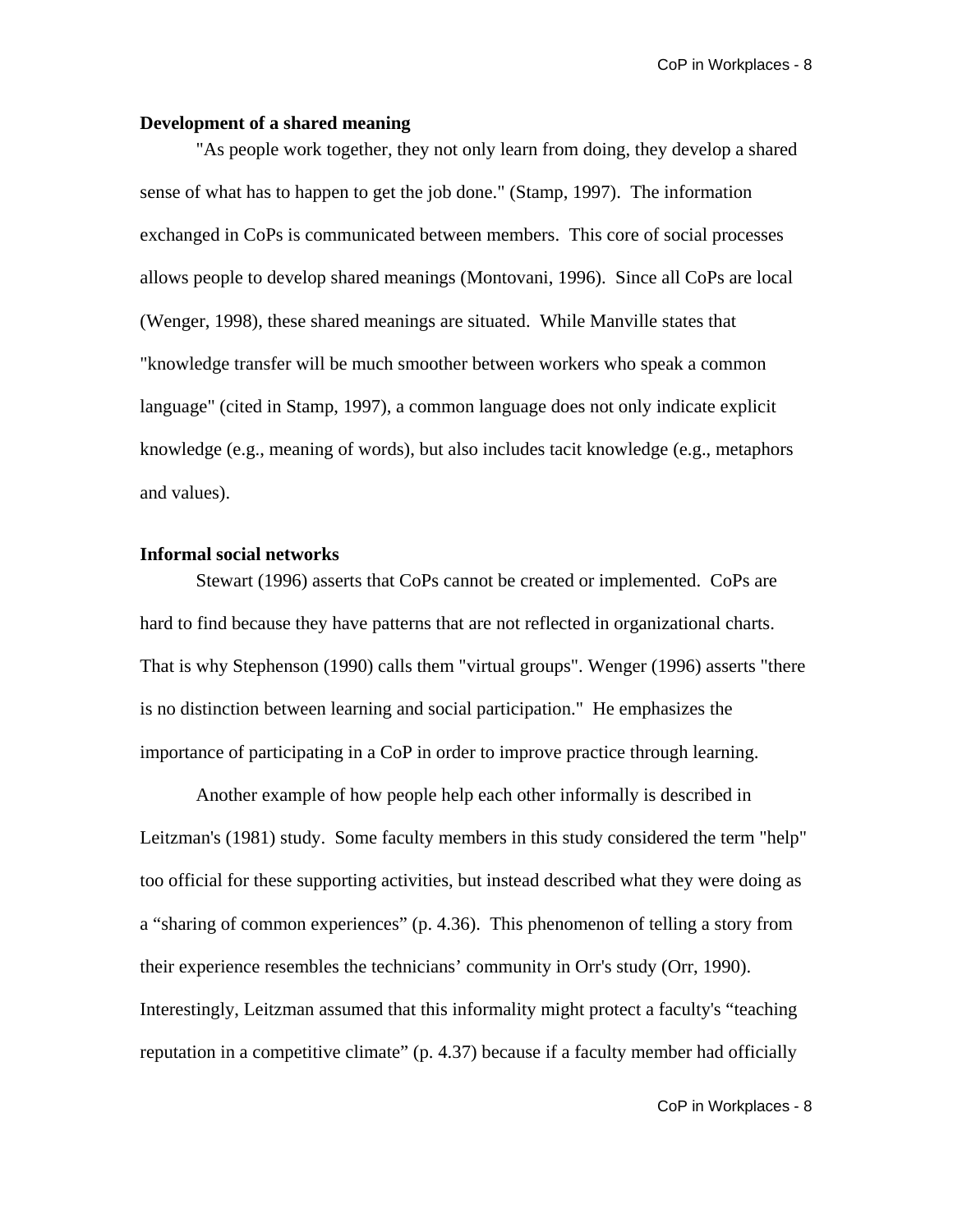### Development of a shared meaning

"As people work together, they not only learn from doing, they develop a shared sense of what has to happen to get the job done." (Stamp, 1997). The information exchanged in CoPs is communicated between members. This core of social processes allows people to develop shared meanings (Montovani, 1996). Since all CoPs are local (Wenger, 1998), these shared meanings are situated. While Manville states that "knowledge transfer will be much smoother between workers who speak a common language" (cited in Stamp, 1997), a common language does not only indicate explicit knowledge (e.g., meaning of words), but also includes tacit knowledge (e.g., metaphors and values).

### Informal social networks

Stewart (1996) asserts that CoPs cannot be created or implemented. CoPs are hard to find because they have patterns that are not reflected in organizational charts. That is why Stephenson (1990) calls them "virtual groups". Wenger (1996) asserts "there is no distinction between learning and social participation." He emphasizes the importance of participating in a CoP in order to improve practice through learning.

Another example of how people help each other informally is described in Leitzman's (1981) study. Some faculty members in this study considered the term "help" too official for these supporting activities, but instead described what they were doing as a "sharing of common experiences" (p. 4.36). This phenomenon of telling a story from their experience resembles the technicians' community in Orr's study (Orr, 1990). Interestingly, Leitzman assumed that this informality might protect a faculty's "teaching reputation in a competitive climate" (p. 4.37) because if a faculty member had officially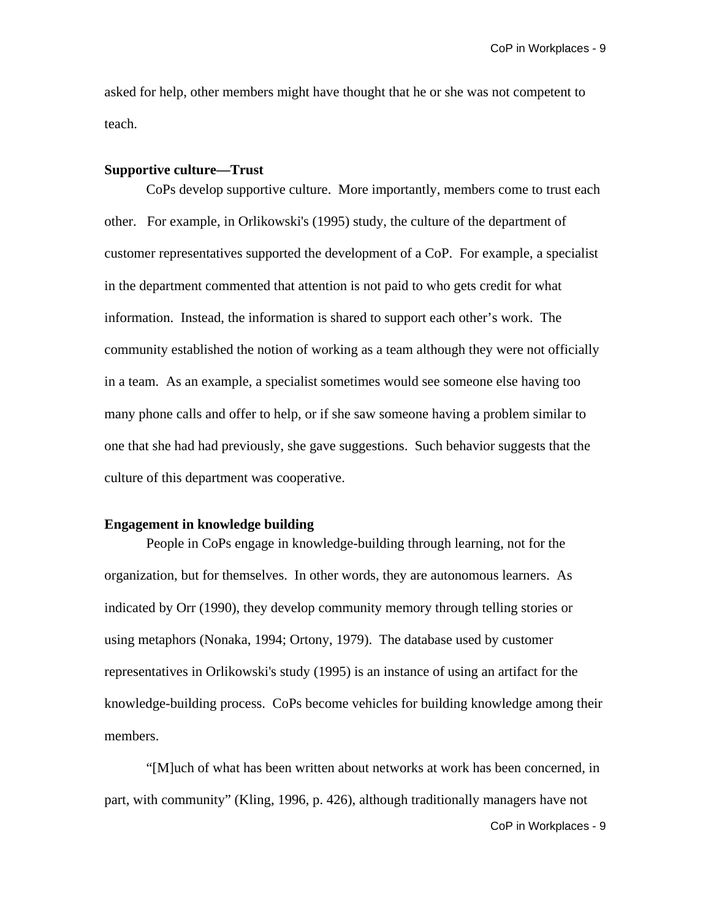asked for help, other members might have thought that he or she was not competent to teach.

**Supportive culture—Trust**

CoPs develop supportive culture. More importantly, members come to trust each other. For example, in Orlikowski's (1995) study, the culture of the department of customer representatives supported the development of a CoP. For example, a specialist in the department commented that attention is not paid to who gets credit for what information. Instead, the information is shared to support each other's work. The community established the notion of working as a team although they were not officially in a team. As an example, a specialist sometimes would see someone else having too many phone calls and offer to help, or if she saw someone having a problem similar to one that she had had previously, she gave suggestions. Such behavior suggests that the culture of this department was cooperative.

**Engagement in knowledge building**

People in CoPs engage in knowledge-building through learning, not for the organization, but for themselves. In other words, they are autonomous learners. As indicated by Orr (1990), they develop community memory through telling stories or using metaphors (Nonaka, 1994; Ortony, 1979). The database used by customer representatives in Orlikowski's study (1995) is an instance of using an artifact for the knowledge-building process. CoPs become vehicles for building knowledge among their members.

"[M]uch of what has been written about networks at work has been concerned, in part, with community" (Kling, 1996, p. 426), although traditionally managers have not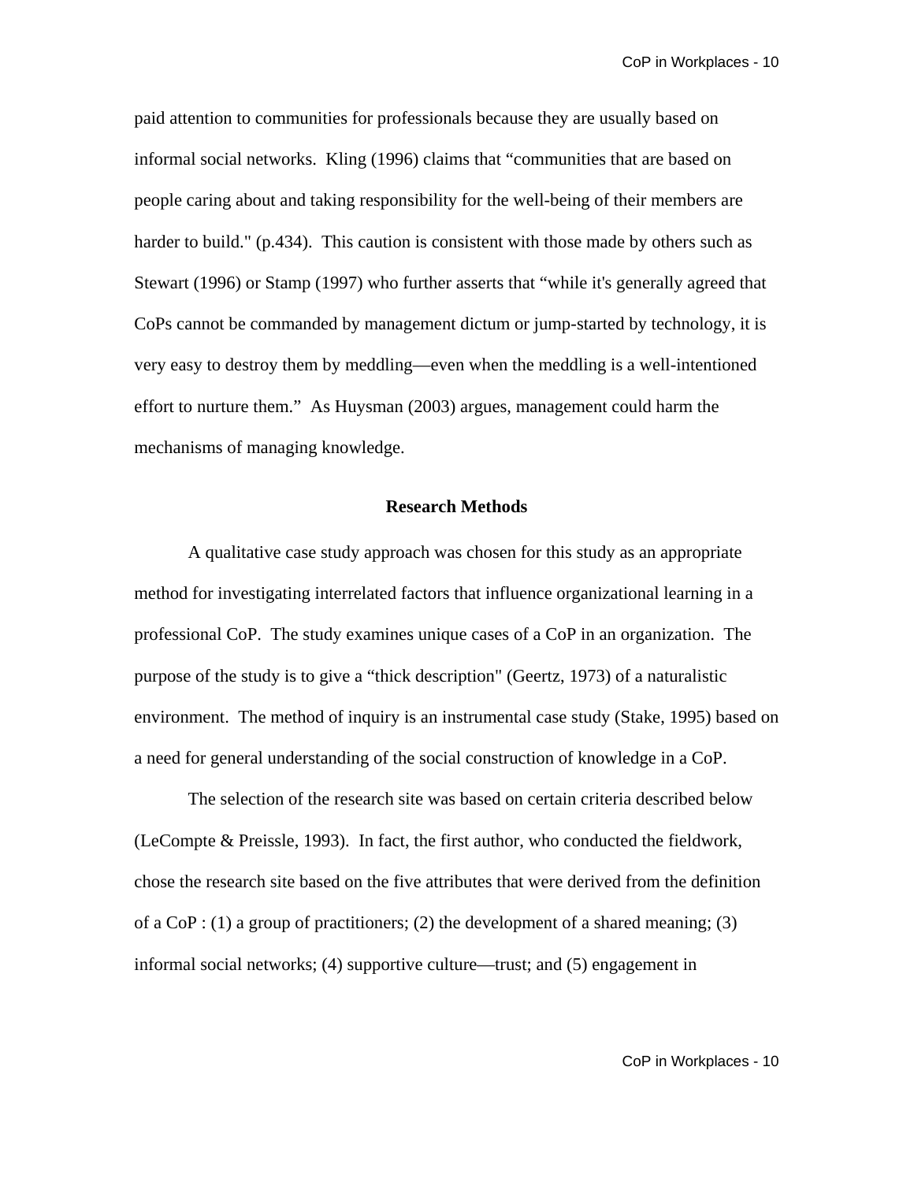paid attention to communities for professionals because they are usually based on informal social networks. Kling (1996) claims that “communities that are based on people caring about and taking responsibility for the well-being of their members are harder to build." (p.434). This caution is consistent with those made by others such as Stewart (1996) or Stamp (1997) who further asserts that “while it's generally agreed that CoPs cannot be commanded by management dictum or jump-started by technology, it is very easy to destroy them by meddling—even when the meddling is a well-intentioned effort to nurture them.” As Huysman (2003) argues, management could harm the mechanisms of managing knowledge.

## Research Methods

A qualitative case study approach was chosen for this study as an appropriate method for investigating interrelated factors that influence organizational learning in a professional CoP. The study examines unique cases of a CoP in an organization. The purpose of the study is to give a “thick description" (Geertz, 1973) of a naturalistic environment. The method of inquiry is an instrumental case study (Stake, 1995) based on a need for general understanding of the social construction of knowledge in a CoP.

The selection of the research site was based on certain criteria described below (LeCompte & Preissle, 1993). In fact, the first author, who conducted the fieldwork, chose the research site based on the five attributes that were derived from the definition of a CoP : (1) a group of practitioners; (2) the development of a shared meaning; (3) informal social networks; (4) supportive culture—trust; and (5) engagement in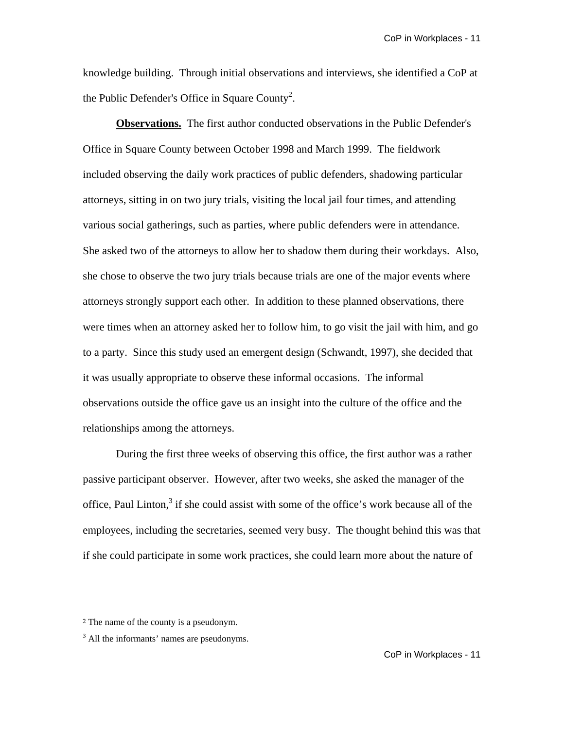knowledge building. Through initial observations and interviews, she identified a CoP at the Public Defender's Office in Square County[2].

**Observations.** The first author conducted observations in the Public Defender's Office in Square County between October 1998 and March 1999. The fieldwork included observing the daily work practices of public defenders, shadowing particular attorneys, sitting in on two jury trials, visiting the local jail four times, and attending various social gatherings, such as parties, where public defenders were in attendance. She asked two of the attorneys to allow her to shadow them during their workdays. Also, she chose to observe the two jury trials because trials are one of the major events where attorneys strongly support each other. In addition to these planned observations, there were times when an attorney asked her to follow him, to go visit the jail with him, and go to a party. Since this study used an emergent design (Schwandt, 1997), she decided that it was usually appropriate to observe these informal occasions. The informal observations outside the office gave us an insight into the culture of the office and the relationships among the attorneys.

During the first three weeks of observing this office, the first author was a rather passive participant observer. However, after two weeks, she asked the manager of the office, Paul Linton,[3] if she could assist with some of the office's work because all of the employees, including the secretaries, seemed very busy. The thought behind this was that if she could participate in some work practices, she could learn more about the nature of

---

[2] The name of the county is a pseudonym.

[3] All the informants' names are pseudonyms.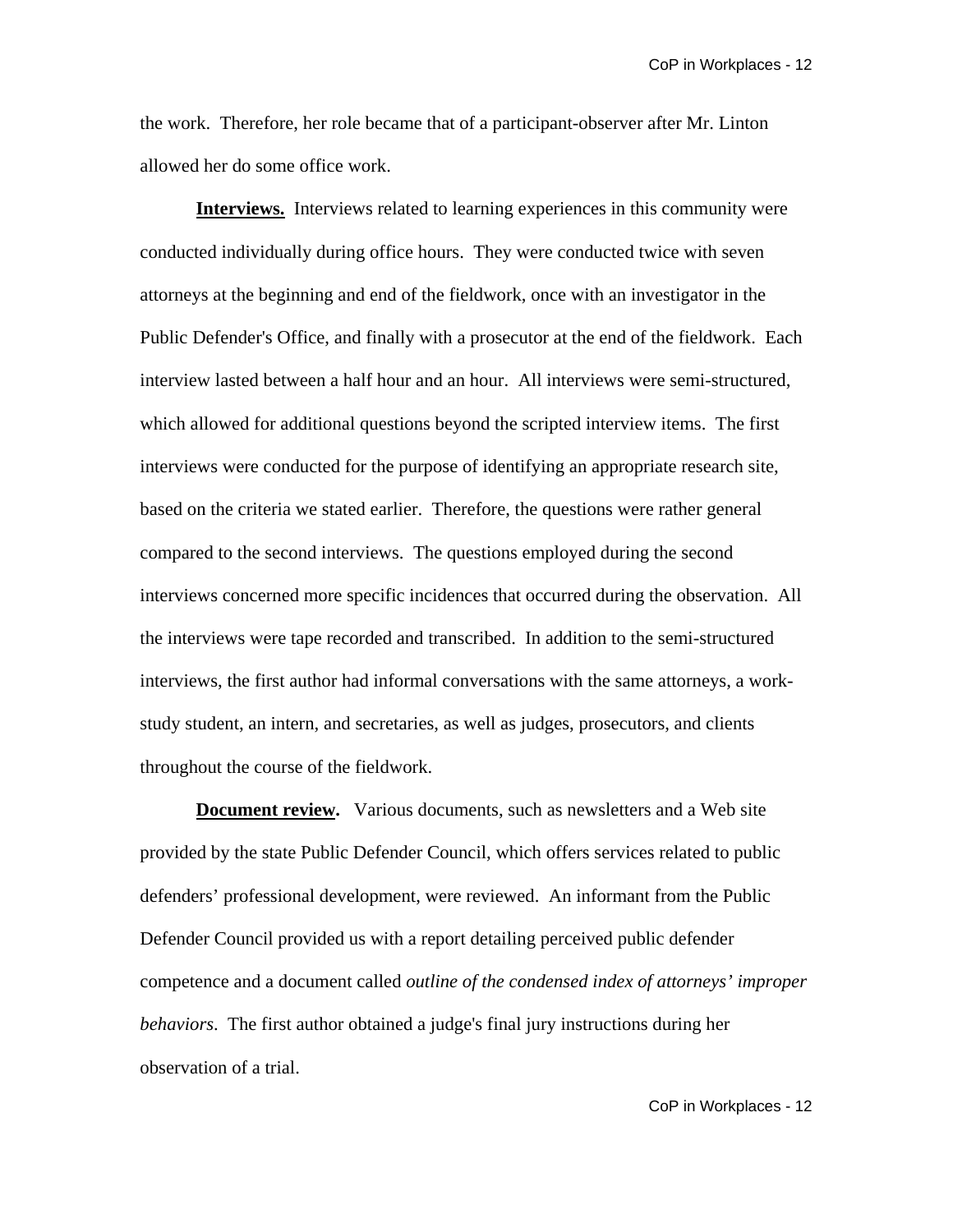the work. Therefore, her role became that of a participant-observer after Mr. Linton allowed her do some office work.

**Interviews.** Interviews related to learning experiences in this community were conducted individually during office hours. They were conducted twice with seven attorneys at the beginning and end of the fieldwork, once with an investigator in the Public Defender's Office, and finally with a prosecutor at the end of the fieldwork. Each interview lasted between a half hour and an hour. All interviews were semi-structured, which allowed for additional questions beyond the scripted interview items. The first interviews were conducted for the purpose of identifying an appropriate research site, based on the criteria we stated earlier. Therefore, the questions were rather general compared to the second interviews. The questions employed during the second interviews concerned more specific incidences that occurred during the observation. All the interviews were tape recorded and transcribed. In addition to the semi-structured interviews, the first author had informal conversations with the same attorneys, a work-study student, an intern, and secretaries, as well as judges, prosecutors, and clients throughout the course of the fieldwork.

**Document review.** Various documents, such as newsletters and a Web site provided by the state Public Defender Council, which offers services related to public defenders' professional development, were reviewed. An informant from the Public Defender Council provided us with a report detailing perceived public defender competence and a document called *outline of the condensed index of attorneys' improper behaviors*. The first author obtained a judge's final jury instructions during her observation of a trial.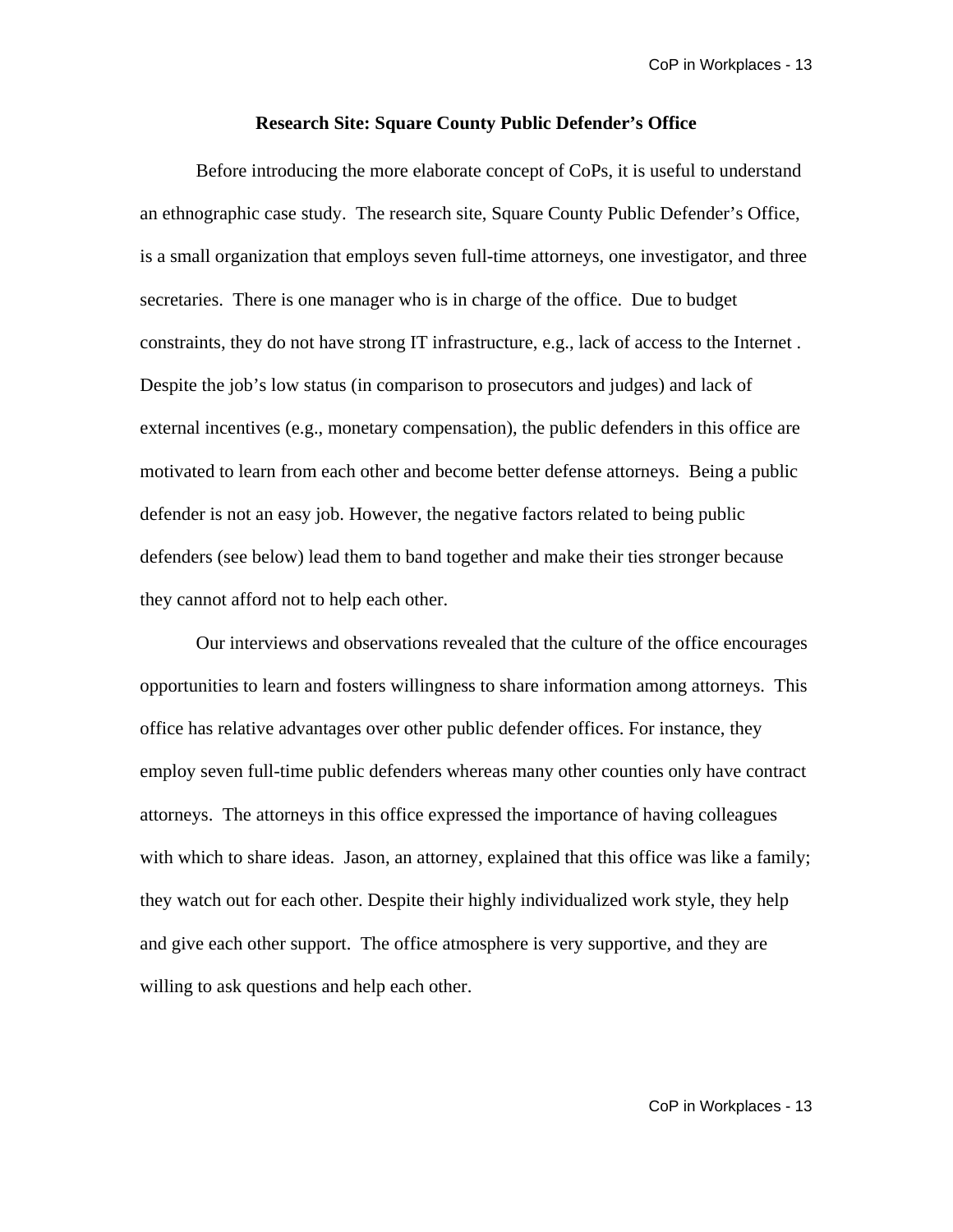## Research Site: Square County Public Defender's Office

Before introducing the more elaborate concept of CoPs, it is useful to understand an ethnographic case study. The research site, Square County Public Defender's Office, is a small organization that employs seven full-time attorneys, one investigator, and three secretaries. There is one manager who is in charge of the office. Due to budget constraints, they do not have strong IT infrastructure, e.g., lack of access to the Internet . Despite the job's low status (in comparison to prosecutors and judges) and lack of external incentives (e.g., monetary compensation), the public defenders in this office are motivated to learn from each other and become better defense attorneys. Being a public defender is not an easy job. However, the negative factors related to being public defenders (see below) lead them to band together and make their ties stronger because they cannot afford not to help each other.

Our interviews and observations revealed that the culture of the office encourages opportunities to learn and fosters willingness to share information among attorneys. This office has relative advantages over other public defender offices. For instance, they employ seven full-time public defenders whereas many other counties only have contract attorneys. The attorneys in this office expressed the importance of having colleagues with which to share ideas. Jason, an attorney, explained that this office was like a family; they watch out for each other. Despite their highly individualized work style, they help and give each other support. The office atmosphere is very supportive, and they are willing to ask questions and help each other.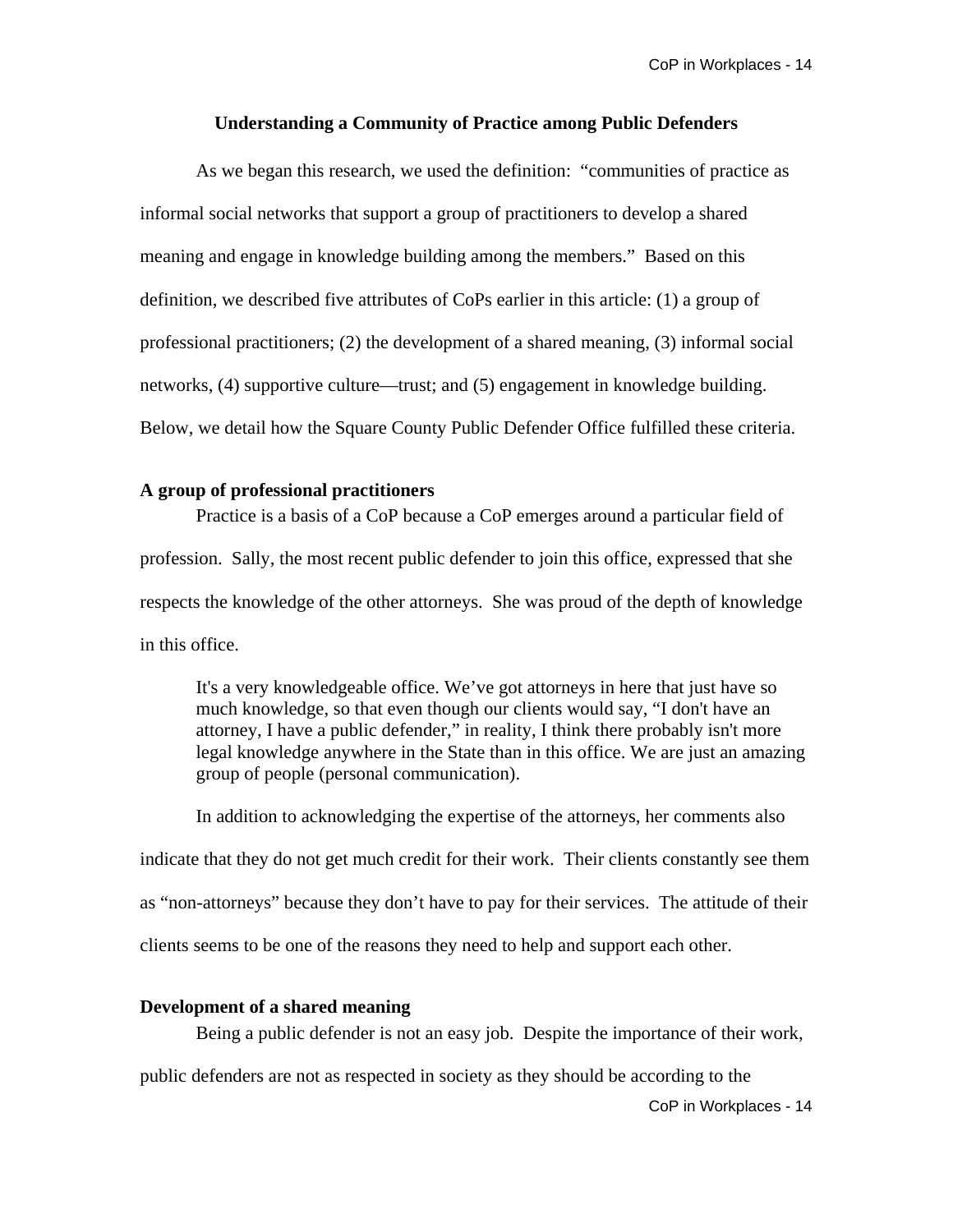## Understanding a Community of Practice among Public Defenders

As we began this research, we used the definition: "communities of practice as informal social networks that support a group of practitioners to develop a shared meaning and engage in knowledge building among the members." Based on this definition, we described five attributes of CoPs earlier in this article: (1) a group of professional practitioners; (2) the development of a shared meaning, (3) informal social networks, (4) supportive culture—trust; and (5) engagement in knowledge building. Below, we detail how the Square County Public Defender Office fulfilled these criteria.

### A group of professional practitioners

Practice is a basis of a CoP because a CoP emerges around a particular field of profession. Sally, the most recent public defender to join this office, expressed that she respects the knowledge of the other attorneys. She was proud of the depth of knowledge in this office.

> It's a very knowledgeable office. We've got attorneys in here that just have so much knowledge, so that even though our clients would say, "I don't have an attorney, I have a public defender," in reality, I think there probably isn't more legal knowledge anywhere in the State than in this office. We are just an amazing group of people (personal communication).

In addition to acknowledging the expertise of the attorneys, her comments also indicate that they do not get much credit for their work. Their clients constantly see them as "non-attorneys" because they don't have to pay for their services. The attitude of their clients seems to be one of the reasons they need to help and support each other.

### Development of a shared meaning

Being a public defender is not an easy job. Despite the importance of their work, public defenders are not as respected in society as they should be according to the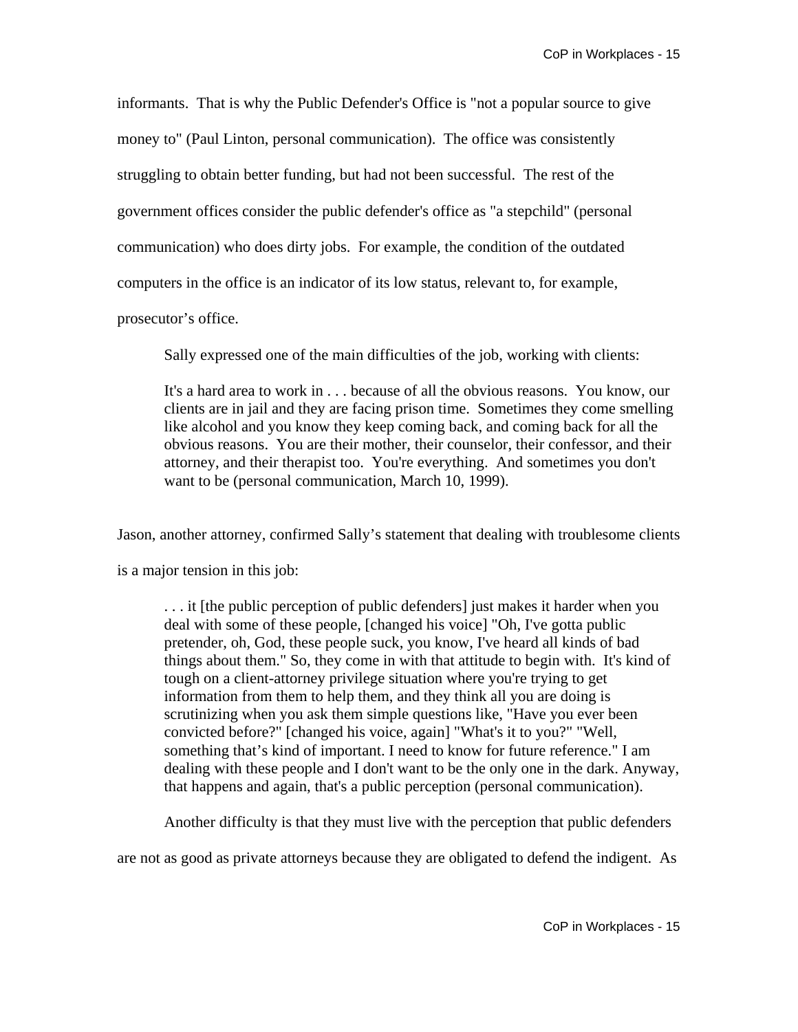informants. That is why the Public Defender's Office is "not a popular source to give money to" (Paul Linton, personal communication). The office was consistently struggling to obtain better funding, but had not been successful. The rest of the government offices consider the public defender's office as "a stepchild" (personal communication) who does dirty jobs. For example, the condition of the outdated computers in the office is an indicator of its low status, relevant to, for example, prosecutor's office.

Sally expressed one of the main difficulties of the job, working with clients:

> It's a hard area to work in . . . because of all the obvious reasons. You know, our clients are in jail and they are facing prison time. Sometimes they come smelling like alcohol and you know they keep coming back, and coming back for all the obvious reasons. You are their mother, their counselor, their confessor, and their attorney, and their therapist too. You're everything. And sometimes you don't want to be (personal communication, March 10, 1999).

Jason, another attorney, confirmed Sally's statement that dealing with troublesome clients is a major tension in this job:

> . . . it [the public perception of public defenders] just makes it harder when you deal with some of these people, [changed his voice] "Oh, I've gotta public pretender, oh, God, these people suck, you know, I've heard all kinds of bad things about them." So, they come in with that attitude to begin with. It's kind of tough on a client-attorney privilege situation where you're trying to get information from them to help them, and they think all you are doing is scrutinizing when you ask them simple questions like, "Have you ever been convicted before?" [changed his voice, again] "What's it to you?" "Well, something that's kind of important. I need to know for future reference." I am dealing with these people and I don't want to be the only one in the dark. Anyway, that happens and again, that's a public perception (personal communication).

Another difficulty is that they must live with the perception that public defenders are not as good as private attorneys because they are obligated to defend the indigent. As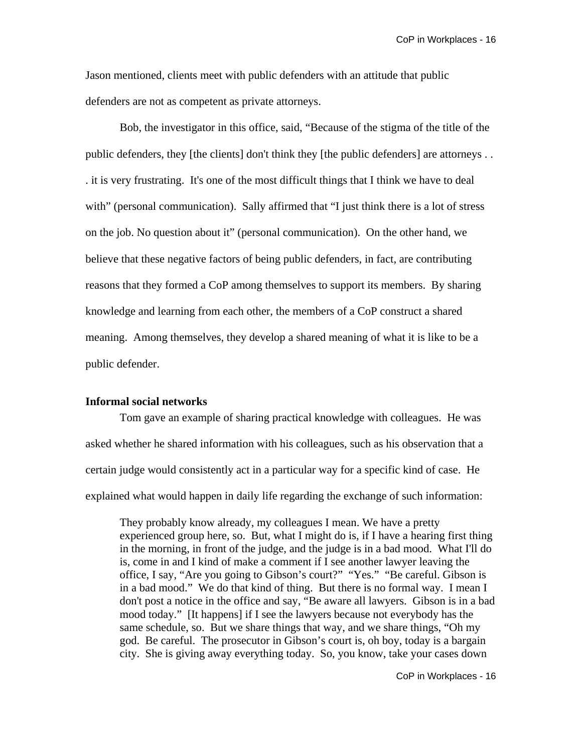Jason mentioned, clients meet with public defenders with an attitude that public defenders are not as competent as private attorneys.

Bob, the investigator in this office, said, "Because of the stigma of the title of the public defenders, they [the clients] don't think they [the public defenders] are attorneys . . . it is very frustrating. It's one of the most difficult things that I think we have to deal with" (personal communication). Sally affirmed that "I just think there is a lot of stress on the job. No question about it" (personal communication). On the other hand, we believe that these negative factors of being public defenders, in fact, are contributing reasons that they formed a CoP among themselves to support its members. By sharing knowledge and learning from each other, the members of a CoP construct a shared meaning. Among themselves, they develop a shared meaning of what it is like to be a public defender.

**Informal social networks**

Tom gave an example of sharing practical knowledge with colleagues. He was asked whether he shared information with his colleagues, such as his observation that a certain judge would consistently act in a particular way for a specific kind of case. He explained what would happen in daily life regarding the exchange of such information:

> They probably know already, my colleagues I mean. We have a pretty experienced group here, so. But, what I might do is, if I have a hearing first thing in the morning, in front of the judge, and the judge is in a bad mood. What I'll do is, come in and I kind of make a comment if I see another lawyer leaving the office, I say, "Are you going to Gibson's court?" "Yes." "Be careful. Gibson is in a bad mood." We do that kind of thing. But there is no formal way. I mean I don't post a notice in the office and say, "Be aware all lawyers. Gibson is in a bad mood today." [It happens] if I see the lawyers because not everybody has the same schedule, so. But we share things that way, and we share things, "Oh my god. Be careful. The prosecutor in Gibson's court is, oh boy, today is a bargain city. She is giving away everything today. So, you know, take your cases down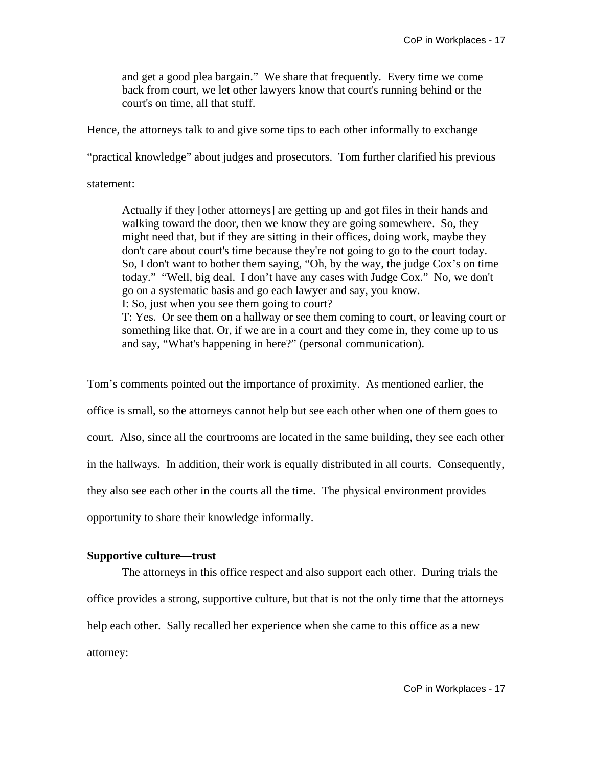> and get a good plea bargain." We share that frequently. Every time we come back from court, we let other lawyers know that court's running behind or the court's on time, all that stuff.

Hence, the attorneys talk to and give some tips to each other informally to exchange "practical knowledge" about judges and prosecutors. Tom further clarified his previous statement:

> Actually if they [other attorneys] are getting up and got files in their hands and walking toward the door, then we know they are going somewhere. So, they might need that, but if they are sitting in their offices, doing work, maybe they don't care about court's time because they're not going to go to the court today. So, I don't want to bother them saying, "Oh, by the way, the judge Cox's on time today." "Well, big deal. I don't have any cases with Judge Cox." No, we don't go on a systematic basis and go each lawyer and say, you know.
> I: So, just when you see them going to court?
> T: Yes. Or see them on a hallway or see them coming to court, or leaving court or something like that. Or, if we are in a court and they come in, they come up to us and say, "What's happening in here?" (personal communication).

Tom's comments pointed out the importance of proximity. As mentioned earlier, the office is small, so the attorneys cannot help but see each other when one of them goes to court. Also, since all the courtrooms are located in the same building, they see each other in the hallways. In addition, their work is equally distributed in all courts. Consequently, they also see each other in the courts all the time. The physical environment provides opportunity to share their knowledge informally.

**Supportive culture—trust**

The attorneys in this office respect and also support each other. During trials the office provides a strong, supportive culture, but that is not the only time that the attorneys help each other. Sally recalled her experience when she came to this office as a new attorney: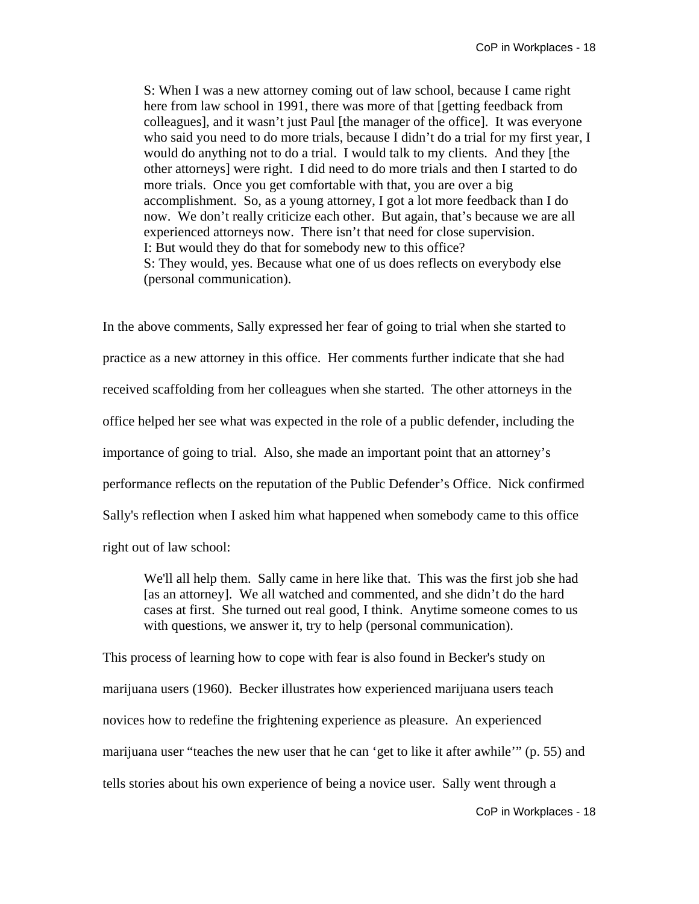> S: When I was a new attorney coming out of law school, because I came right here from law school in 1991, there was more of that [getting feedback from colleagues], and it wasn't just Paul [the manager of the office]. It was everyone who said you need to do more trials, because I didn't do a trial for my first year, I would do anything not to do a trial. I would talk to my clients. And they [the other attorneys] were right. I did need to do more trials and then I started to do more trials. Once you get comfortable with that, you are over a big accomplishment. So, as a young attorney, I got a lot more feedback than I do now. We don't really criticize each other. But again, that's because we are all experienced attorneys now. There isn't that need for close supervision.
> I: But would they do that for somebody new to this office?
> S: They would, yes. Because what one of us does reflects on everybody else (personal communication).

In the above comments, Sally expressed her fear of going to trial when she started to practice as a new attorney in this office. Her comments further indicate that she had received scaffolding from her colleagues when she started. The other attorneys in the office helped her see what was expected in the role of a public defender, including the importance of going to trial. Also, she made an important point that an attorney's performance reflects on the reputation of the Public Defender's Office. Nick confirmed Sally's reflection when I asked him what happened when somebody came to this office right out of law school:

> We'll all help them. Sally came in here like that. This was the first job she had [as an attorney]. We all watched and commented, and she didn't do the hard cases at first. She turned out real good, I think. Anytime someone comes to us with questions, we answer it, try to help (personal communication).

This process of learning how to cope with fear is also found in Becker's study on marijuana users (1960). Becker illustrates how experienced marijuana users teach novices how to redefine the frightening experience as pleasure. An experienced marijuana user "teaches the new user that he can 'get to like it after awhile'" (p. 55) and tells stories about his own experience of being a novice user. Sally went through a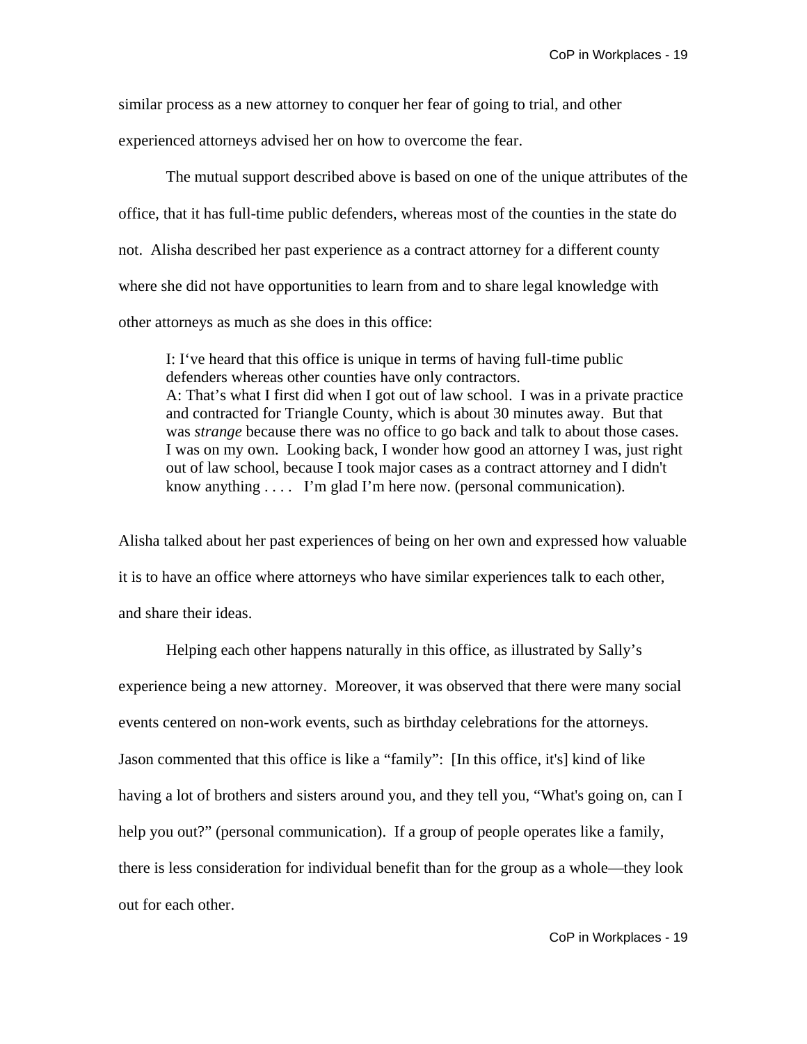similar process as a new attorney to conquer her fear of going to trial, and other experienced attorneys advised her on how to overcome the fear.

The mutual support described above is based on one of the unique attributes of the office, that it has full-time public defenders, whereas most of the counties in the state do not. Alisha described her past experience as a contract attorney for a different county where she did not have opportunities to learn from and to share legal knowledge with other attorneys as much as she does in this office:

> I: I've heard that this office is unique in terms of having full-time public defenders whereas other counties have only contractors.
> A: That's what I first did when I got out of law school. I was in a private practice and contracted for Triangle County, which is about 30 minutes away. But that was *strange* because there was no office to go back and talk to about those cases. I was on my own. Looking back, I wonder how good an attorney I was, just right out of law school, because I took major cases as a contract attorney and I didn't know anything . . . . I'm glad I'm here now. (personal communication).

Alisha talked about her past experiences of being on her own and expressed how valuable it is to have an office where attorneys who have similar experiences talk to each other, and share their ideas.

Helping each other happens naturally in this office, as illustrated by Sally's experience being a new attorney. Moreover, it was observed that there were many social events centered on non-work events, such as birthday celebrations for the attorneys. Jason commented that this office is like a "family": [In this office, it's] kind of like having a lot of brothers and sisters around you, and they tell you, "What's going on, can I help you out?" (personal communication). If a group of people operates like a family, there is less consideration for individual benefit than for the group as a whole—they look out for each other.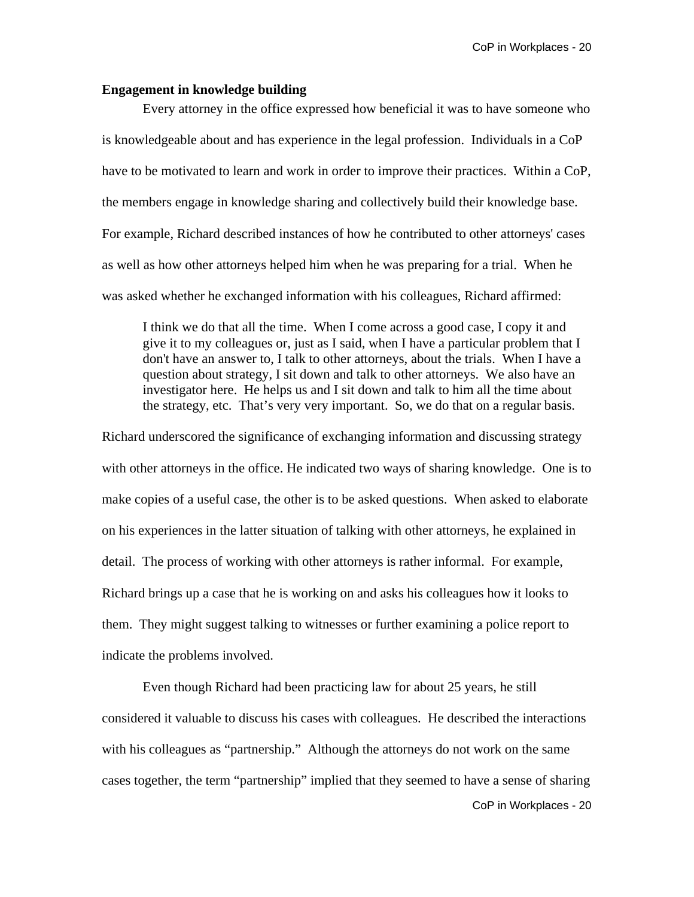**Engagement in knowledge building**

Every attorney in the office expressed how beneficial it was to have someone who is knowledgeable about and has experience in the legal profession. Individuals in a CoP have to be motivated to learn and work in order to improve their practices. Within a CoP, the members engage in knowledge sharing and collectively build their knowledge base. For example, Richard described instances of how he contributed to other attorneys' cases as well as how other attorneys helped him when he was preparing for a trial. When he was asked whether he exchanged information with his colleagues, Richard affirmed:

> I think we do that all the time. When I come across a good case, I copy it and give it to my colleagues or, just as I said, when I have a particular problem that I don't have an answer to, I talk to other attorneys, about the trials. When I have a question about strategy, I sit down and talk to other attorneys. We also have an investigator here. He helps us and I sit down and talk to him all the time about the strategy, etc. That's very very important. So, we do that on a regular basis.

Richard underscored the significance of exchanging information and discussing strategy with other attorneys in the office. He indicated two ways of sharing knowledge. One is to make copies of a useful case, the other is to be asked questions. When asked to elaborate on his experiences in the latter situation of talking with other attorneys, he explained in detail. The process of working with other attorneys is rather informal. For example, Richard brings up a case that he is working on and asks his colleagues how it looks to them. They might suggest talking to witnesses or further examining a police report to indicate the problems involved.

Even though Richard had been practicing law for about 25 years, he still considered it valuable to discuss his cases with colleagues. He described the interactions with his colleagues as "partnership." Although the attorneys do not work on the same cases together, the term "partnership" implied that they seemed to have a sense of sharing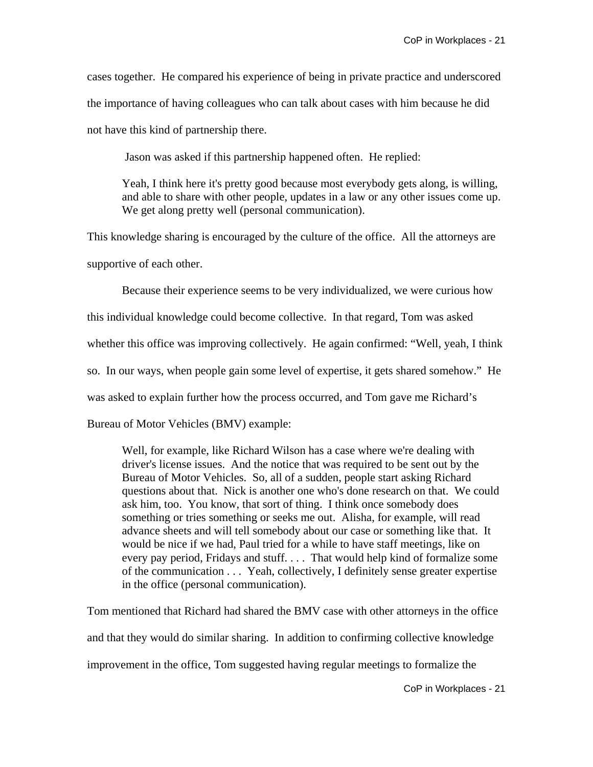cases together. He compared his experience of being in private practice and underscored the importance of having colleagues who can talk about cases with him because he did not have this kind of partnership there.

Jason was asked if this partnership happened often. He replied:

> Yeah, I think here it's pretty good because most everybody gets along, is willing, and able to share with other people, updates in a law or any other issues come up. We get along pretty well (personal communication).

This knowledge sharing is encouraged by the culture of the office. All the attorneys are supportive of each other.

Because their experience seems to be very individualized, we were curious how this individual knowledge could become collective. In that regard, Tom was asked whether this office was improving collectively. He again confirmed: "Well, yeah, I think so. In our ways, when people gain some level of expertise, it gets shared somehow." He was asked to explain further how the process occurred, and Tom gave me Richard's Bureau of Motor Vehicles (BMV) example:

> Well, for example, like Richard Wilson has a case where we're dealing with driver's license issues. And the notice that was required to be sent out by the Bureau of Motor Vehicles. So, all of a sudden, people start asking Richard questions about that. Nick is another one who's done research on that. We could ask him, too. You know, that sort of thing. I think once somebody does something or tries something or seeks me out. Alisha, for example, will read advance sheets and will tell somebody about our case or something like that. It would be nice if we had, Paul tried for a while to have staff meetings, like on every pay period, Fridays and stuff. . . . That would help kind of formalize some of the communication . . . Yeah, collectively, I definitely sense greater expertise in the office (personal communication).

Tom mentioned that Richard had shared the BMV case with other attorneys in the office and that they would do similar sharing. In addition to confirming collective knowledge improvement in the office, Tom suggested having regular meetings to formalize the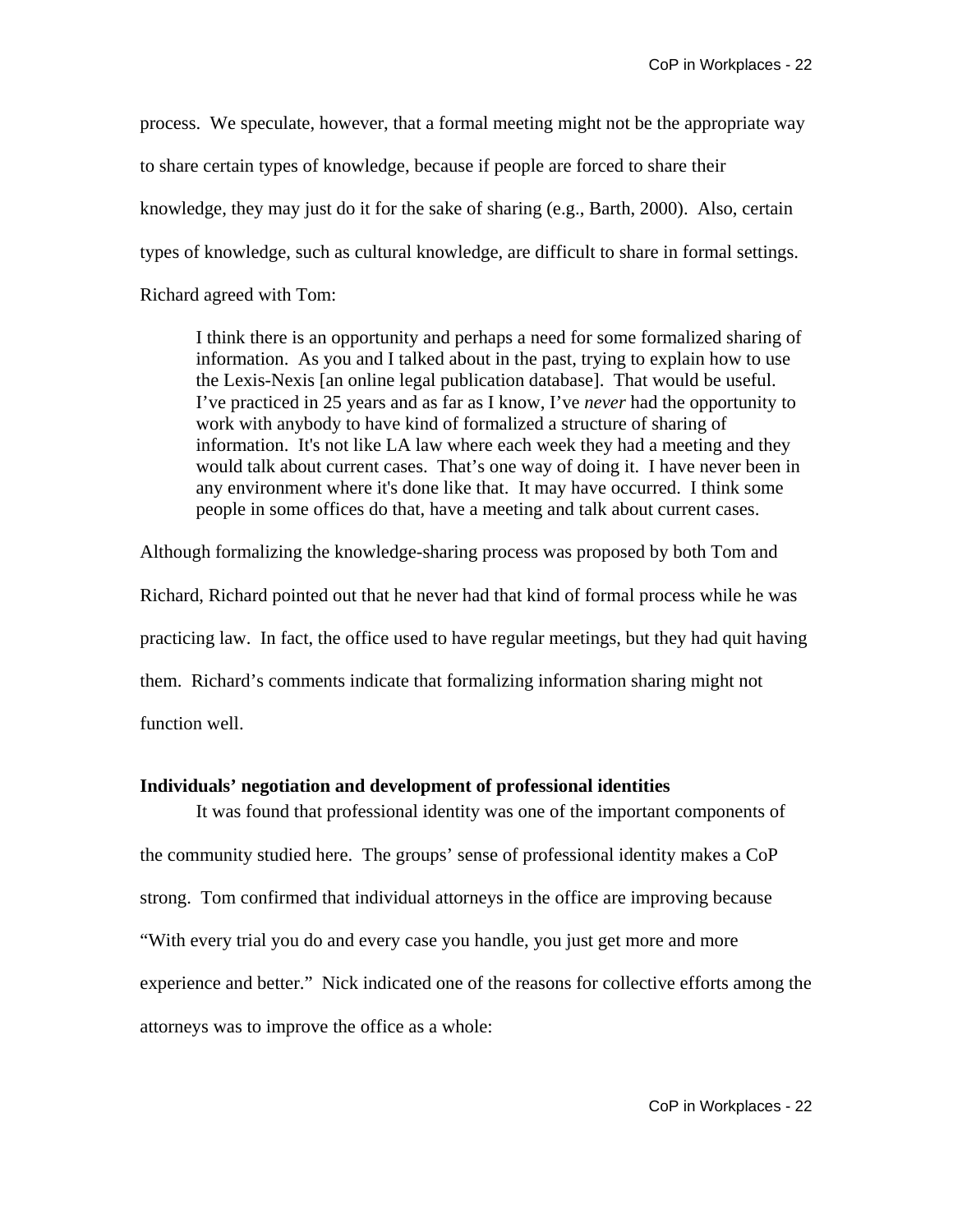process. We speculate, however, that a formal meeting might not be the appropriate way to share certain types of knowledge, because if people are forced to share their knowledge, they may just do it for the sake of sharing (e.g., Barth, 2000). Also, certain types of knowledge, such as cultural knowledge, are difficult to share in formal settings. Richard agreed with Tom:

> I think there is an opportunity and perhaps a need for some formalized sharing of information. As you and I talked about in the past, trying to explain how to use the Lexis-Nexis [an online legal publication database]. That would be useful. I've practiced in 25 years and as far as I know, I've *never* had the opportunity to work with anybody to have kind of formalized a structure of sharing of information. It's not like LA law where each week they had a meeting and they would talk about current cases. That's one way of doing it. I have never been in any environment where it's done like that. It may have occurred. I think some people in some offices do that, have a meeting and talk about current cases.

Although formalizing the knowledge-sharing process was proposed by both Tom and Richard, Richard pointed out that he never had that kind of formal process while he was practicing law. In fact, the office used to have regular meetings, but they had quit having them. Richard's comments indicate that formalizing information sharing might not function well.

**Individuals' negotiation and development of professional identities**

It was found that professional identity was one of the important components of the community studied here. The groups' sense of professional identity makes a CoP strong. Tom confirmed that individual attorneys in the office are improving because "With every trial you do and every case you handle, you just get more and more experience and better." Nick indicated one of the reasons for collective efforts among the attorneys was to improve the office as a whole: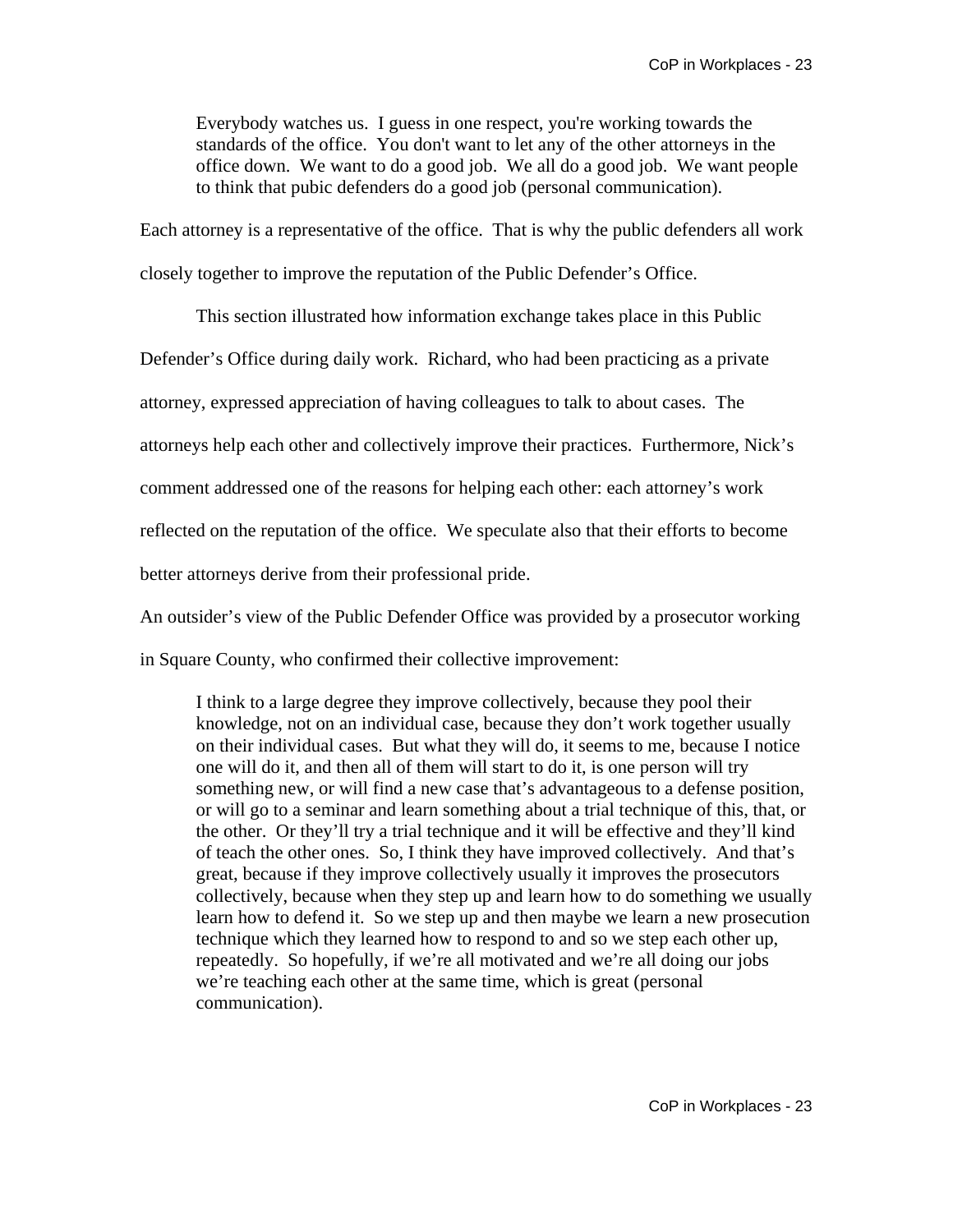> Everybody watches us. I guess in one respect, you're working towards the standards of the office. You don't want to let any of the other attorneys in the office down. We want to do a good job. We all do a good job. We want people to think that pubic defenders do a good job (personal communication).

Each attorney is a representative of the office. That is why the public defenders all work closely together to improve the reputation of the Public Defender's Office.

This section illustrated how information exchange takes place in this Public Defender's Office during daily work. Richard, who had been practicing as a private attorney, expressed appreciation of having colleagues to talk to about cases. The attorneys help each other and collectively improve their practices. Furthermore, Nick's comment addressed one of the reasons for helping each other: each attorney's work reflected on the reputation of the office. We speculate also that their efforts to become better attorneys derive from their professional pride.

An outsider's view of the Public Defender Office was provided by a prosecutor working in Square County, who confirmed their collective improvement:

> I think to a large degree they improve collectively, because they pool their knowledge, not on an individual case, because they don't work together usually on their individual cases. But what they will do, it seems to me, because I notice one will do it, and then all of them will start to do it, is one person will try something new, or will find a new case that's advantageous to a defense position, or will go to a seminar and learn something about a trial technique of this, that, or the other. Or they'll try a trial technique and it will be effective and they'll kind of teach the other ones. So, I think they have improved collectively. And that's great, because if they improve collectively usually it improves the prosecutors collectively, because when they step up and learn how to do something we usually learn how to defend it. So we step up and then maybe we learn a new prosecution technique which they learned how to respond to and so we step each other up, repeatedly. So hopefully, if we're all motivated and we're all doing our jobs we're teaching each other at the same time, which is great (personal communication).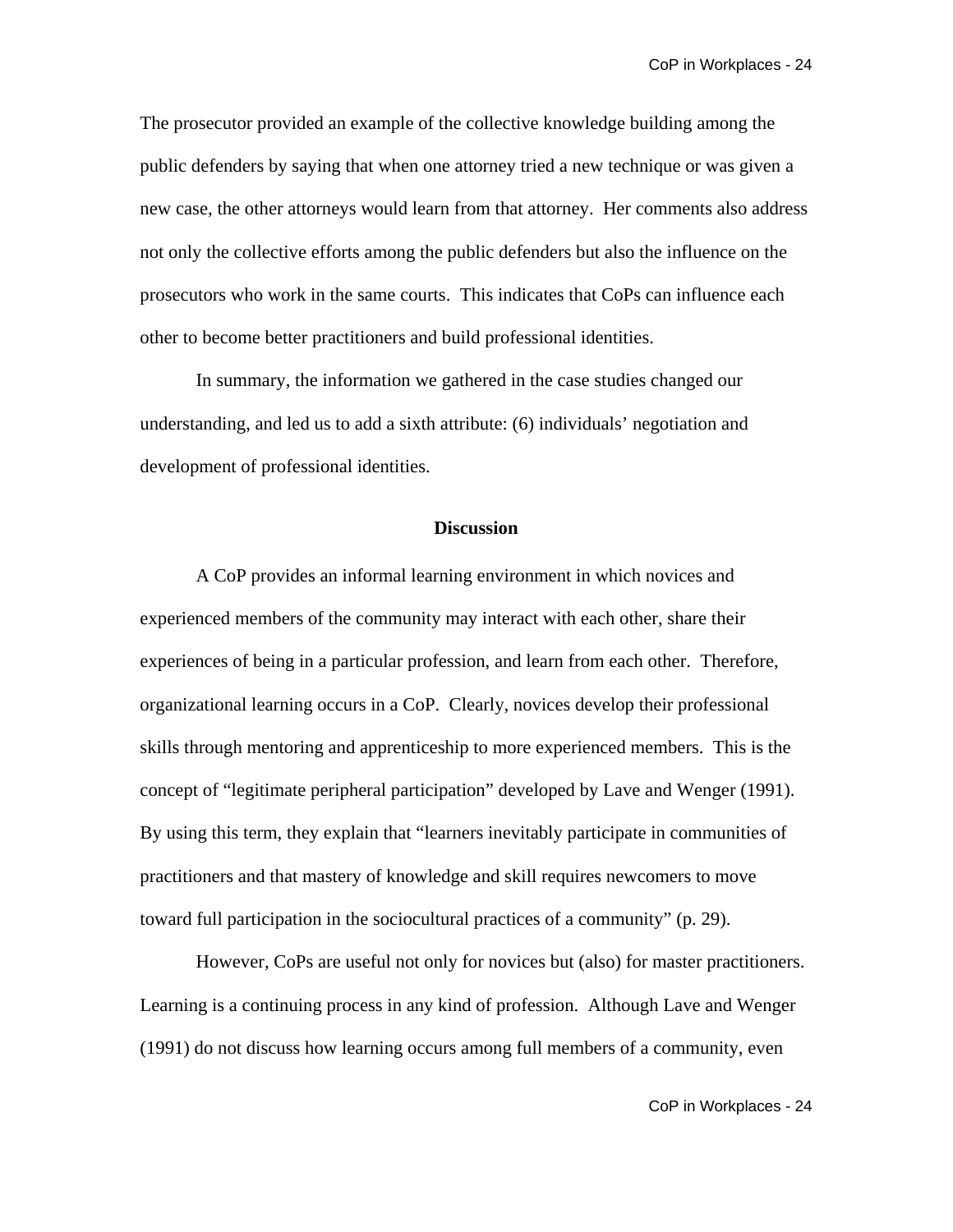The prosecutor provided an example of the collective knowledge building among the public defenders by saying that when one attorney tried a new technique or was given a new case, the other attorneys would learn from that attorney. Her comments also address not only the collective efforts among the public defenders but also the influence on the prosecutors who work in the same courts. This indicates that CoPs can influence each other to become better practitioners and build professional identities.

In summary, the information we gathered in the case studies changed our understanding, and led us to add a sixth attribute: (6) individuals' negotiation and development of professional identities.

## Discussion

A CoP provides an informal learning environment in which novices and experienced members of the community may interact with each other, share their experiences of being in a particular profession, and learn from each other. Therefore, organizational learning occurs in a CoP. Clearly, novices develop their professional skills through mentoring and apprenticeship to more experienced members. This is the concept of "legitimate peripheral participation" developed by Lave and Wenger (1991). By using this term, they explain that "learners inevitably participate in communities of practitioners and that mastery of knowledge and skill requires newcomers to move toward full participation in the sociocultural practices of a community" (p. 29).

However, CoPs are useful not only for novices but (also) for master practitioners. Learning is a continuing process in any kind of profession. Although Lave and Wenger (1991) do not discuss how learning occurs among full members of a community, even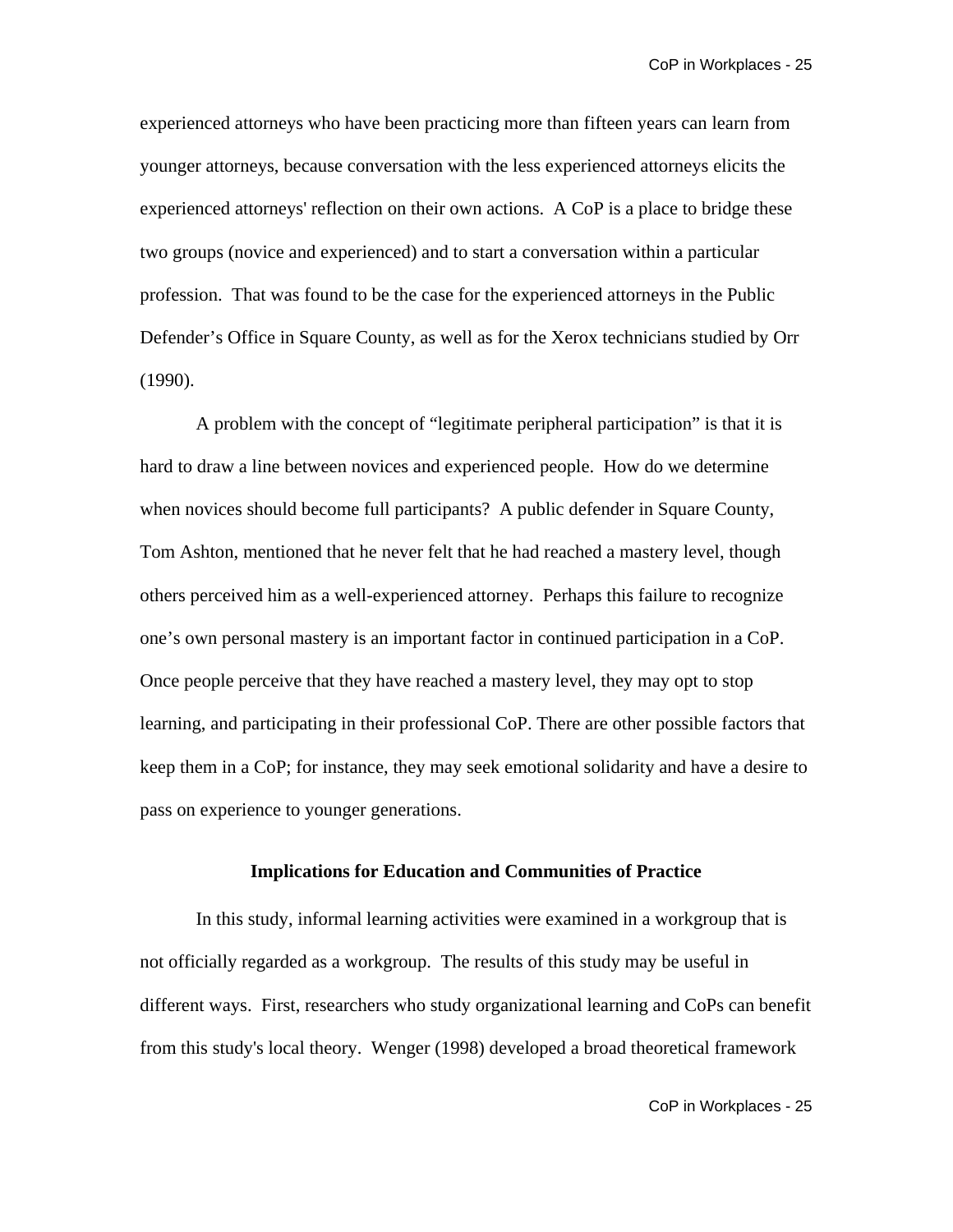experienced attorneys who have been practicing more than fifteen years can learn from younger attorneys, because conversation with the less experienced attorneys elicits the experienced attorneys' reflection on their own actions. A CoP is a place to bridge these two groups (novice and experienced) and to start a conversation within a particular profession. That was found to be the case for the experienced attorneys in the Public Defender's Office in Square County, as well as for the Xerox technicians studied by Orr (1990).

A problem with the concept of "legitimate peripheral participation" is that it is hard to draw a line between novices and experienced people. How do we determine when novices should become full participants? A public defender in Square County, Tom Ashton, mentioned that he never felt that he had reached a mastery level, though others perceived him as a well-experienced attorney. Perhaps this failure to recognize one's own personal mastery is an important factor in continued participation in a CoP. Once people perceive that they have reached a mastery level, they may opt to stop learning, and participating in their professional CoP. There are other possible factors that keep them in a CoP; for instance, they may seek emotional solidarity and have a desire to pass on experience to younger generations.

## Implications for Education and Communities of Practice

In this study, informal learning activities were examined in a workgroup that is not officially regarded as a workgroup. The results of this study may be useful in different ways. First, researchers who study organizational learning and CoPs can benefit from this study's local theory. Wenger (1998) developed a broad theoretical framework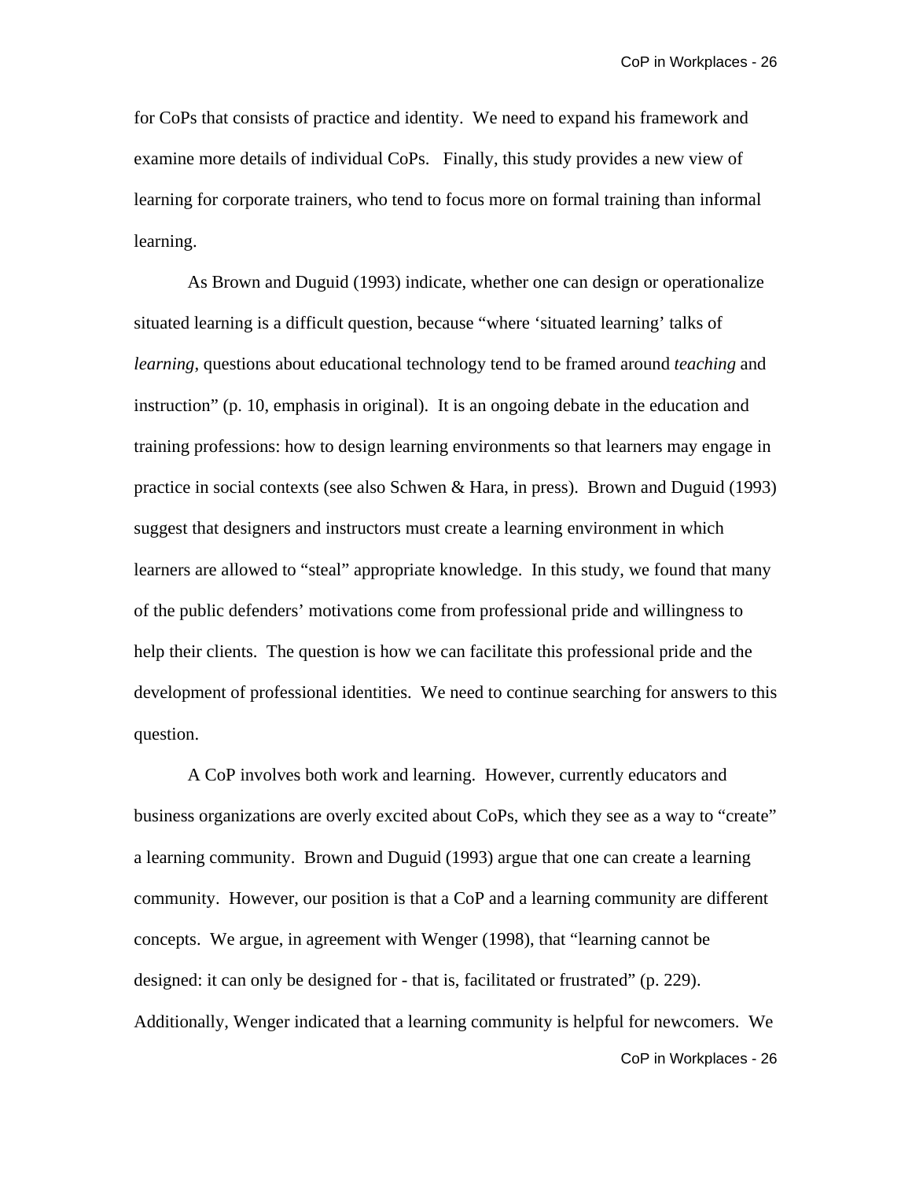for CoPs that consists of practice and identity. We need to expand his framework and examine more details of individual CoPs. Finally, this study provides a new view of learning for corporate trainers, who tend to focus more on formal training than informal learning.

As Brown and Duguid (1993) indicate, whether one can design or operationalize situated learning is a difficult question, because "where 'situated learning' talks of *learning*, questions about educational technology tend to be framed around *teaching* and instruction" (p. 10, emphasis in original). It is an ongoing debate in the education and training professions: how to design learning environments so that learners may engage in practice in social contexts (see also Schwen & Hara, in press). Brown and Duguid (1993) suggest that designers and instructors must create a learning environment in which learners are allowed to "steal" appropriate knowledge. In this study, we found that many of the public defenders' motivations come from professional pride and willingness to help their clients. The question is how we can facilitate this professional pride and the development of professional identities. We need to continue searching for answers to this question.

A CoP involves both work and learning. However, currently educators and business organizations are overly excited about CoPs, which they see as a way to "create" a learning community. Brown and Duguid (1993) argue that one can create a learning community. However, our position is that a CoP and a learning community are different concepts. We argue, in agreement with Wenger (1998), that "learning cannot be designed: it can only be designed for - that is, facilitated or frustrated" (p. 229). Additionally, Wenger indicated that a learning community is helpful for newcomers. We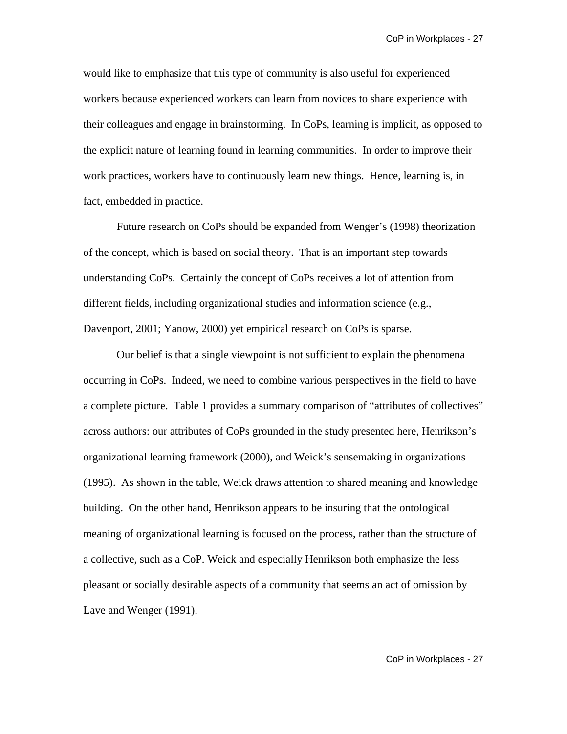would like to emphasize that this type of community is also useful for experienced workers because experienced workers can learn from novices to share experience with their colleagues and engage in brainstorming. In CoPs, learning is implicit, as opposed to the explicit nature of learning found in learning communities. In order to improve their work practices, workers have to continuously learn new things. Hence, learning is, in fact, embedded in practice.

Future research on CoPs should be expanded from Wenger's (1998) theorization of the concept, which is based on social theory. That is an important step towards understanding CoPs. Certainly the concept of CoPs receives a lot of attention from different fields, including organizational studies and information science (e.g., Davenport, 2001; Yanow, 2000) yet empirical research on CoPs is sparse.

Our belief is that a single viewpoint is not sufficient to explain the phenomena occurring in CoPs. Indeed, we need to combine various perspectives in the field to have a complete picture. Table 1 provides a summary comparison of "attributes of collectives" across authors: our attributes of CoPs grounded in the study presented here, Henrikson's organizational learning framework (2000), and Weick's sensemaking in organizations (1995). As shown in the table, Weick draws attention to shared meaning and knowledge building. On the other hand, Henrikson appears to be insuring that the ontological meaning of organizational learning is focused on the process, rather than the structure of a collective, such as a CoP. Weick and especially Henrikson both emphasize the less pleasant or socially desirable aspects of a community that seems an act of omission by Lave and Wenger (1991).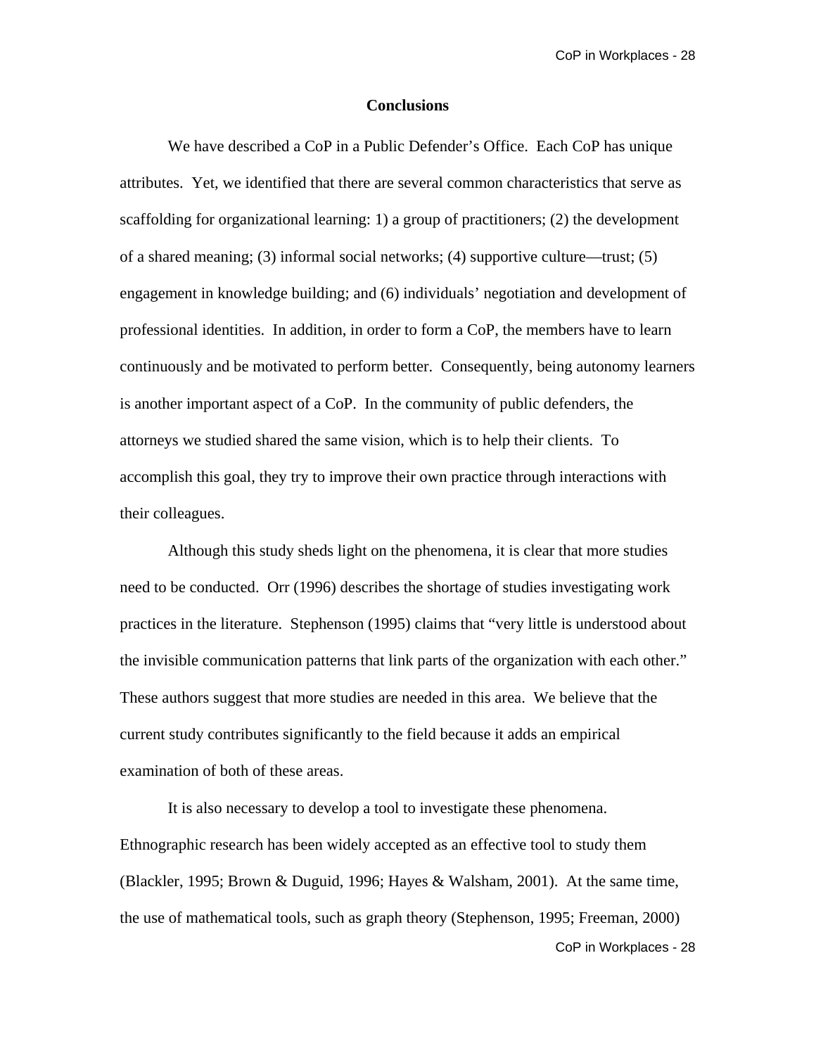## Conclusions

We have described a CoP in a Public Defender's Office. Each CoP has unique attributes. Yet, we identified that there are several common characteristics that serve as scaffolding for organizational learning: 1) a group of practitioners; (2) the development of a shared meaning; (3) informal social networks; (4) supportive culture—trust; (5) engagement in knowledge building; and (6) individuals' negotiation and development of professional identities. In addition, in order to form a CoP, the members have to learn continuously and be motivated to perform better. Consequently, being autonomy learners is another important aspect of a CoP. In the community of public defenders, the attorneys we studied shared the same vision, which is to help their clients. To accomplish this goal, they try to improve their own practice through interactions with their colleagues.

Although this study sheds light on the phenomena, it is clear that more studies need to be conducted. Orr (1996) describes the shortage of studies investigating work practices in the literature. Stephenson (1995) claims that "very little is understood about the invisible communication patterns that link parts of the organization with each other." These authors suggest that more studies are needed in this area. We believe that the current study contributes significantly to the field because it adds an empirical examination of both of these areas.

It is also necessary to develop a tool to investigate these phenomena. Ethnographic research has been widely accepted as an effective tool to study them (Blackler, 1995; Brown & Duguid, 1996; Hayes & Walsham, 2001). At the same time, the use of mathematical tools, such as graph theory (Stephenson, 1995; Freeman, 2000)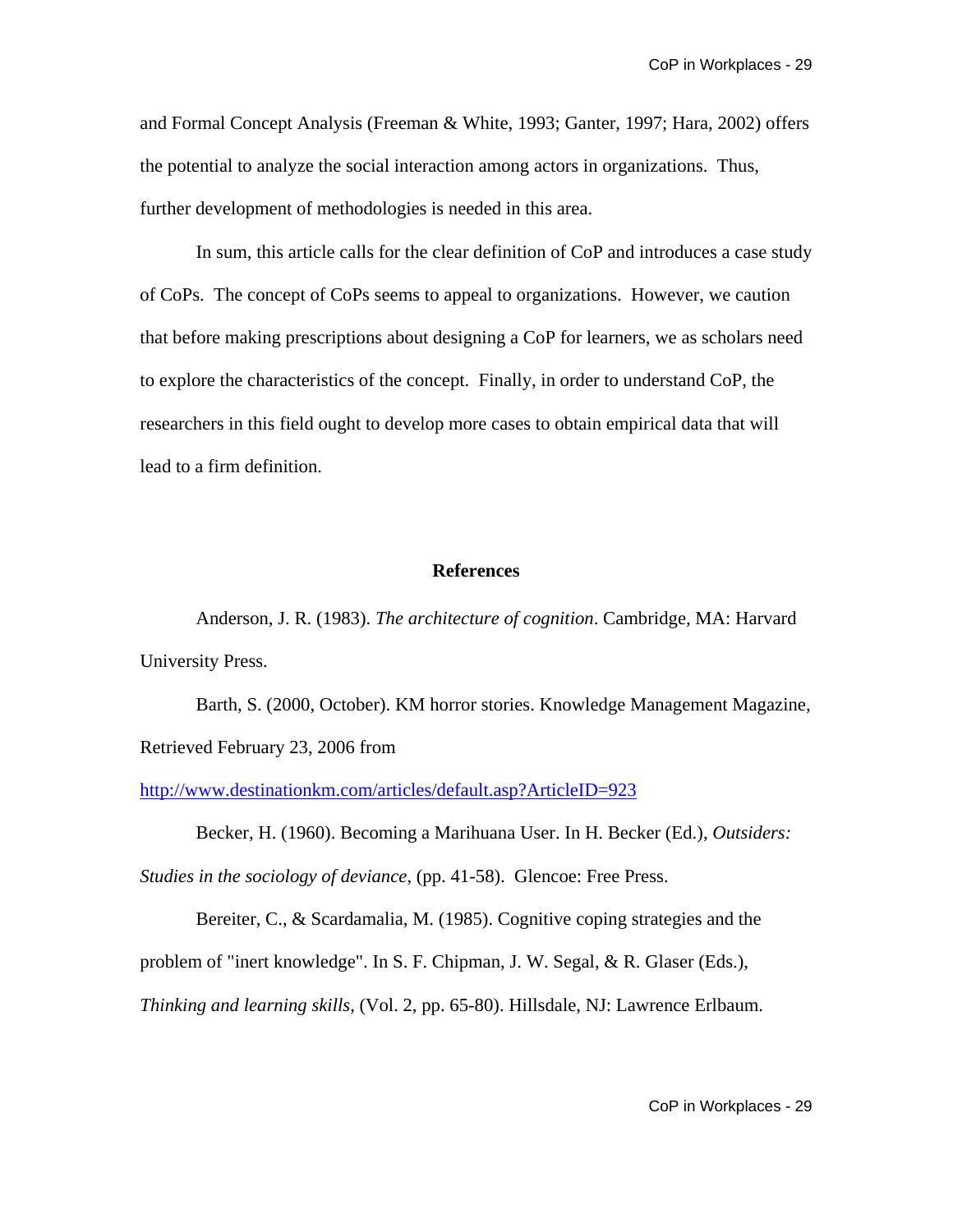and Formal Concept Analysis (Freeman & White, 1993; Ganter, 1997; Hara, 2002) offers the potential to analyze the social interaction among actors in organizations. Thus, further development of methodologies is needed in this area.

In sum, this article calls for the clear definition of CoP and introduces a case study of CoPs. The concept of CoPs seems to appeal to organizations. However, we caution that before making prescriptions about designing a CoP for learners, we as scholars need to explore the characteristics of the concept. Finally, in order to understand CoP, the researchers in this field ought to develop more cases to obtain empirical data that will lead to a firm definition.

## References

Anderson, J. R. (1983). *The architecture of cognition*. Cambridge, MA: Harvard University Press.

Barth, S. (2000, October). KM horror stories. Knowledge Management Magazine, Retrieved February 23, 2006 from http://www.destinationkm.com/articles/default.asp?ArticleID=923

Becker, H. (1960). Becoming a Marihuana User. In H. Becker (Ed.), *Outsiders: Studies in the sociology of deviance*, (pp. 41-58). Glencoe: Free Press.

Bereiter, C., & Scardamalia, M. (1985). Cognitive coping strategies and the problem of "inert knowledge". In S. F. Chipman, J. W. Segal, & R. Glaser (Eds.), *Thinking and learning skills*, (Vol. 2, pp. 65-80). Hillsdale, NJ: Lawrence Erlbaum.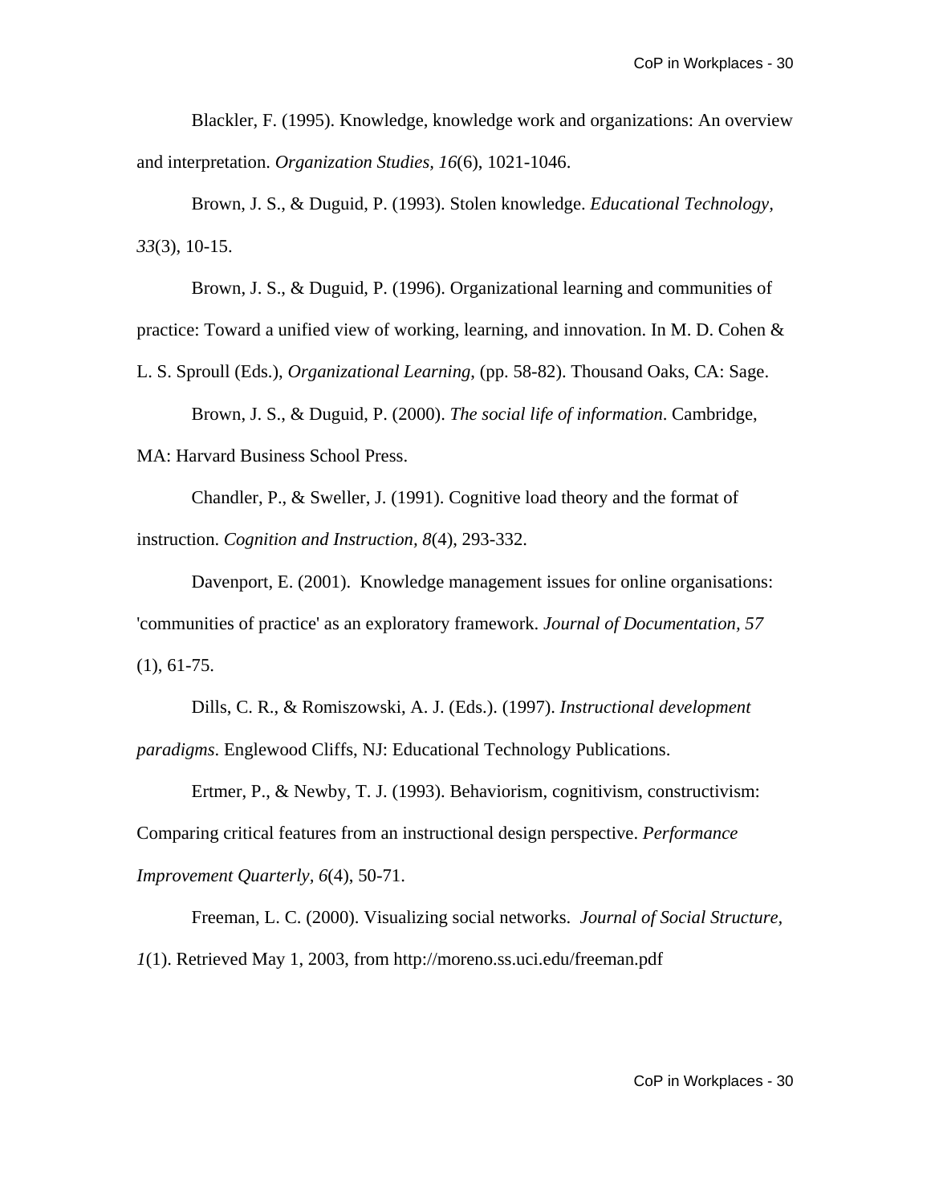Blackler, F. (1995). Knowledge, knowledge work and organizations: An overview and interpretation. *Organization Studies, 16*(6), 1021-1046.

Brown, J. S., & Duguid, P. (1993). Stolen knowledge. *Educational Technology, 33*(3), 10-15.

Brown, J. S., & Duguid, P. (1996). Organizational learning and communities of practice: Toward a unified view of working, learning, and innovation. In M. D. Cohen & L. S. Sproull (Eds.), *Organizational Learning*, (pp. 58-82). Thousand Oaks, CA: Sage.

Brown, J. S., & Duguid, P. (2000). *The social life of information*. Cambridge, MA: Harvard Business School Press.

Chandler, P., & Sweller, J. (1991). Cognitive load theory and the format of instruction. *Cognition and Instruction, 8*(4), 293-332.

Davenport, E. (2001). Knowledge management issues for online organisations: 'communities of practice' as an exploratory framework. *Journal of Documentation, 57* (1), 61-75.

Dills, C. R., & Romiszowski, A. J. (Eds.). (1997). *Instructional development paradigms*. Englewood Cliffs, NJ: Educational Technology Publications.

Ertmer, P., & Newby, T. J. (1993). Behaviorism, cognitivism, constructivism: Comparing critical features from an instructional design perspective. *Performance Improvement Quarterly, 6*(4), 50-71.

Freeman, L. C. (2000). Visualizing social networks. *Journal of Social Structure, 1*(1). Retrieved May 1, 2003, from http://moreno.ss.uci.edu/freeman.pdf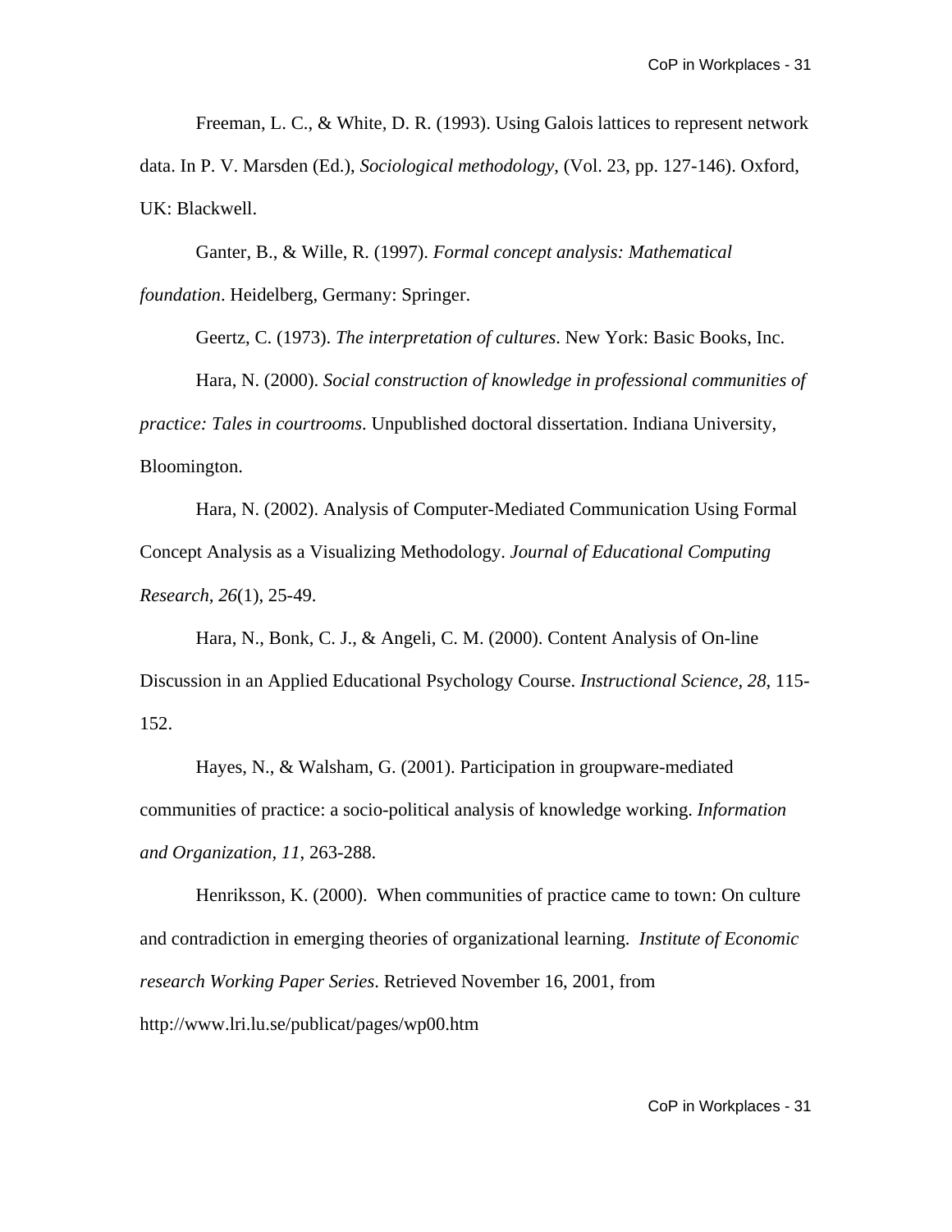Freeman, L. C., & White, D. R. (1993). Using Galois lattices to represent network data. In P. V. Marsden (Ed.), *Sociological methodology*, (Vol. 23, pp. 127-146). Oxford, UK: Blackwell.

Ganter, B., & Wille, R. (1997). *Formal concept analysis: Mathematical foundation*. Heidelberg, Germany: Springer.

Geertz, C. (1973). *The interpretation of cultures*. New York: Basic Books, Inc.

Hara, N. (2000). *Social construction of knowledge in professional communities of practice: Tales in courtrooms*. Unpublished doctoral dissertation. Indiana University, Bloomington.

Hara, N. (2002). Analysis of Computer-Mediated Communication Using Formal Concept Analysis as a Visualizing Methodology. *Journal of Educational Computing Research, 26*(1), 25-49.

Hara, N., Bonk, C. J., & Angeli, C. M. (2000). Content Analysis of On-line Discussion in an Applied Educational Psychology Course. *Instructional Science, 28*, 115-152.

Hayes, N., & Walsham, G. (2001). Participation in groupware-mediated communities of practice: a socio-political analysis of knowledge working. *Information and Organization, 11*, 263-288.

Henriksson, K. (2000). When communities of practice came to town: On culture and contradiction in emerging theories of organizational learning. *Institute of Economic research Working Paper Series*. Retrieved November 16, 2001, from http://www.lri.lu.se/publicat/pages/wp00.htm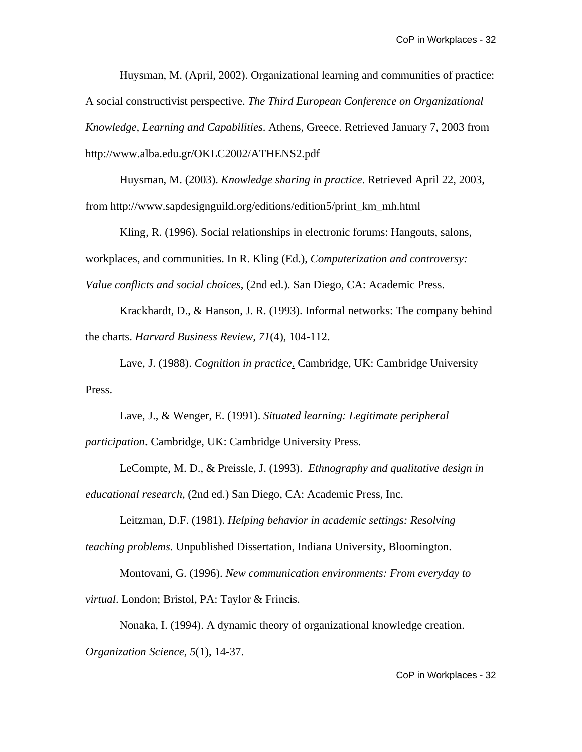Huysman, M. (April, 2002). Organizational learning and communities of practice: A social constructivist perspective. *The Third European Conference on Organizational Knowledge, Learning and Capabilities*. Athens, Greece. Retrieved January 7, 2003 from http://www.alba.edu.gr/OKLC2002/ATHENS2.pdf

Huysman, M. (2003). *Knowledge sharing in practice*. Retrieved April 22, 2003, from http://www.sapdesignguild.org/editions/edition5/print_km_mh.html

Kling, R. (1996). Social relationships in electronic forums: Hangouts, salons, workplaces, and communities. In R. Kling (Ed.), *Computerization and controversy: Value conflicts and social choices*, (2nd ed.). San Diego, CA: Academic Press.

Krackhardt, D., & Hanson, J. R. (1993). Informal networks: The company behind the charts. *Harvard Business Review, 71*(4), 104-112.

Lave, J. (1988). *Cognition in practice*. Cambridge, UK: Cambridge University Press.

Lave, J., & Wenger, E. (1991). *Situated learning: Legitimate peripheral participation*. Cambridge, UK: Cambridge University Press.

LeCompte, M. D., & Preissle, J. (1993). *Ethnography and qualitative design in educational research*, (2nd ed.) San Diego, CA: Academic Press, Inc.

Leitzman, D.F. (1981). *Helping behavior in academic settings: Resolving teaching problems*. Unpublished Dissertation, Indiana University, Bloomington.

Montovani, G. (1996). *New communication environments: From everyday to virtual*. London; Bristol, PA: Taylor & Frincis.

Nonaka, I. (1994). A dynamic theory of organizational knowledge creation. *Organization Science*, *5*(1), 14-37.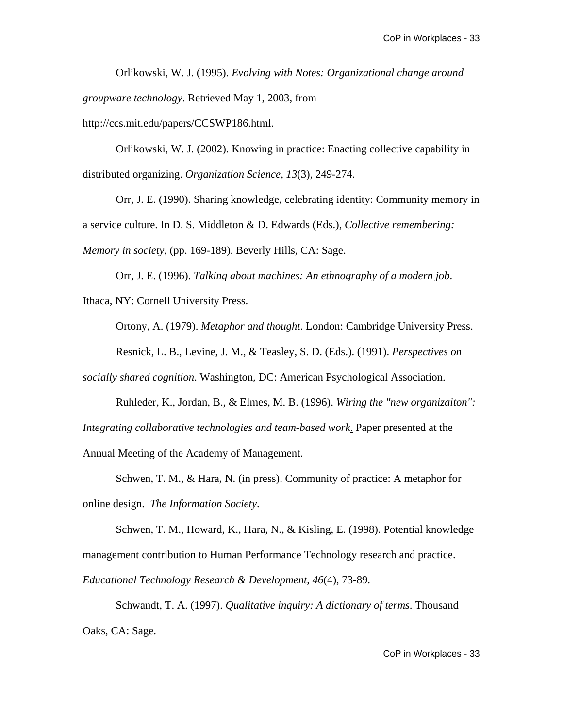Orlikowski, W. J. (1995). *Evolving with Notes: Organizational change around groupware technology*. Retrieved May 1, 2003, from http://ccs.mit.edu/papers/CCSWP186.html.

Orlikowski, W. J. (2002). Knowing in practice: Enacting collective capability in distributed organizing. *Organization Science, 13*(3), 249-274.

Orr, J. E. (1990). Sharing knowledge, celebrating identity: Community memory in a service culture. In D. S. Middleton & D. Edwards (Eds.), *Collective remembering: Memory in society*, (pp. 169-189). Beverly Hills, CA: Sage.

Orr, J. E. (1996). *Talking about machines: An ethnography of a modern job*. Ithaca, NY: Cornell University Press.

Ortony, A. (1979). *Metaphor and thought*. London: Cambridge University Press.

Resnick, L. B., Levine, J. M., & Teasley, S. D. (Eds.). (1991). *Perspectives on socially shared cognition*. Washington, DC: American Psychological Association.

Ruhleder, K., Jordan, B., & Elmes, M. B. (1996). *Wiring the "new organizaiton": Integrating collaborative technologies and team-based work*. Paper presented at the Annual Meeting of the Academy of Management.

Schwen, T. M., & Hara, N. (in press). Community of practice: A metaphor for online design. *The Information Society*.

Schwen, T. M., Howard, K., Hara, N., & Kisling, E. (1998). Potential knowledge management contribution to Human Performance Technology research and practice. *Educational Technology Research & Development, 46*(4), 73-89.

Schwandt, T. A. (1997). *Qualitative inquiry: A dictionary of terms.* Thousand Oaks, CA: Sage.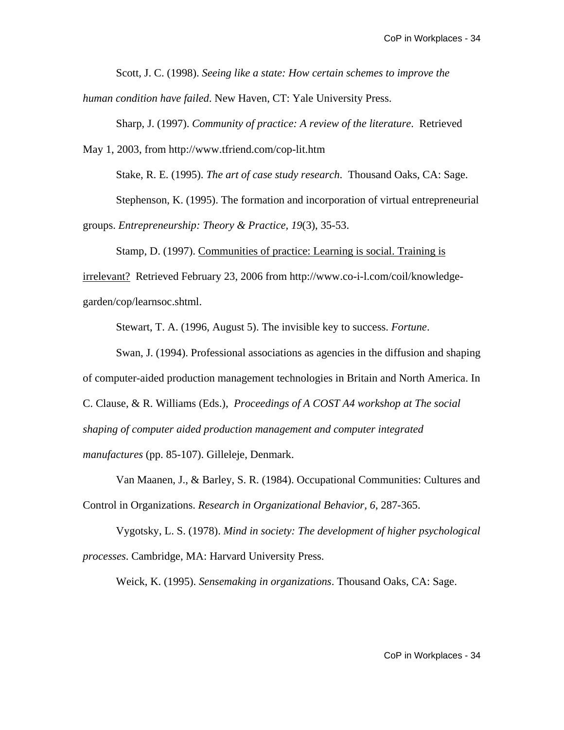Scott, J. C. (1998). *Seeing like a state: How certain schemes to improve the human condition have failed*. New Haven, CT: Yale University Press.

Sharp, J. (1997). *Community of practice: A review of the literature*. Retrieved May 1, 2003, from http://www.tfriend.com/cop-lit.htm

Stake, R. E. (1995). *The art of case study research*. Thousand Oaks, CA: Sage.

Stephenson, K. (1995). The formation and incorporation of virtual entrepreneurial groups. *Entrepreneurship: Theory & Practice, 19*(3), 35-53.

Stamp, D. (1997). <u>Communities of practice: Learning is social. Training is irrelevant?</u> Retrieved February 23, 2006 from http://www.co-i-l.com/coil/knowledge-garden/cop/learnsoc.shtml.

Stewart, T. A. (1996, August 5). The invisible key to success. *Fortune*.

Swan, J. (1994). Professional associations as agencies in the diffusion and shaping of computer-aided production management technologies in Britain and North America. In C. Clause, & R. Williams (Eds.), *Proceedings of A COST A4 workshop at The social shaping of computer aided production management and computer integrated manufactures* (pp. 85-107). Gilleleje, Denmark.

Van Maanen, J., & Barley, S. R. (1984). Occupational Communities: Cultures and Control in Organizations. *Research in Organizational Behavior, 6*, 287-365.

Vygotsky, L. S. (1978). *Mind in society: The development of higher psychological processes*. Cambridge, MA: Harvard University Press.

Weick, K. (1995). *Sensemaking in organizations*. Thousand Oaks, CA: Sage.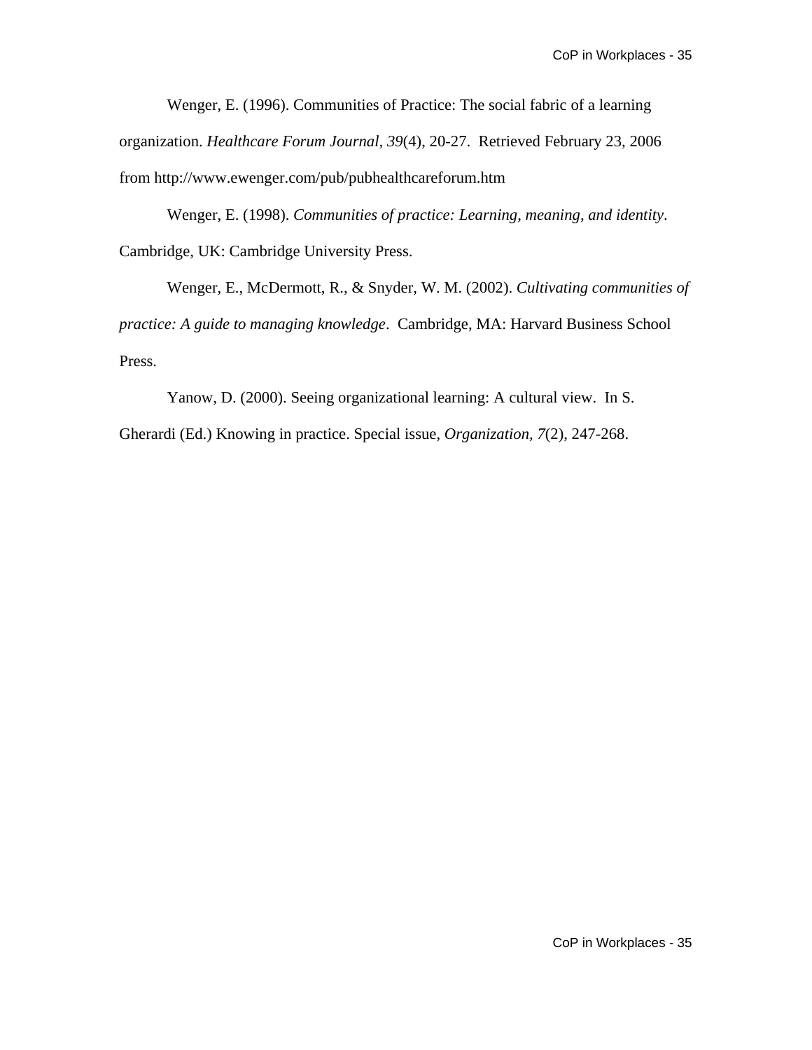Wenger, E. (1996). Communities of Practice: The social fabric of a learning organization. *Healthcare Forum Journal, 39*(4), 20-27. Retrieved February 23, 2006 from http://www.ewenger.com/pub/pubhealthcareforum.htm

Wenger, E. (1998). *Communities of practice: Learning, meaning, and identity*. Cambridge, UK: Cambridge University Press.

Wenger, E., McDermott, R., & Snyder, W. M. (2002). *Cultivating communities of practice: A guide to managing knowledge*. Cambridge, MA: Harvard Business School Press.

Yanow, D. (2000). Seeing organizational learning: A cultural view. In S. Gherardi (Ed.) Knowing in practice. Special issue, *Organization, 7*(2), 247-268.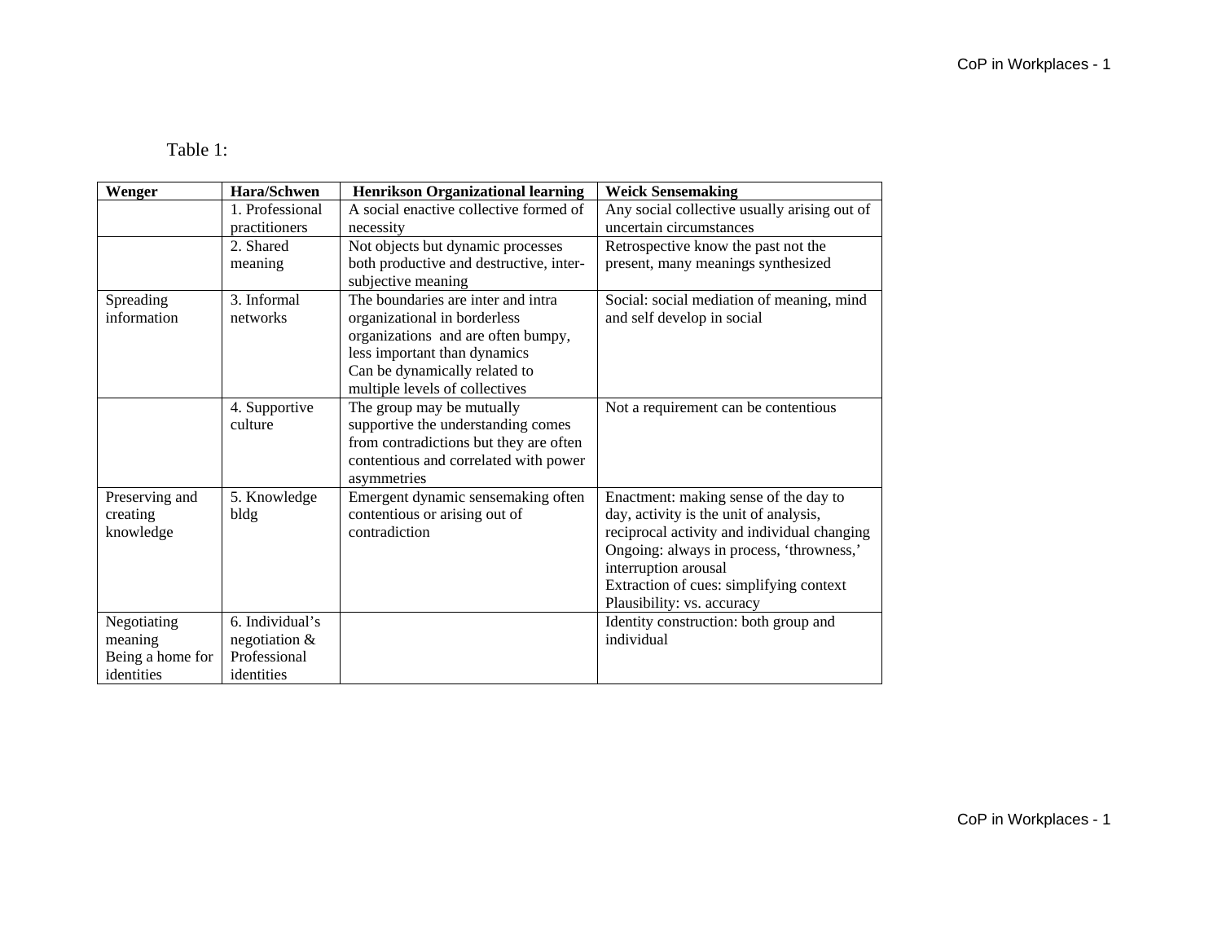Table 1:

| **Wenger** | **Hara/Schwen** | **Henrikson Organizational learning** | **Weick Sensemaking** |
|---|---|---|---|
| | 1. Professional practitioners | A social enactive collective formed of necessity | Any social collective usually arising out of uncertain circumstances |
| | 2. Shared meaning | Not objects but dynamic processes both productive and destructive, inter-subjective meaning | Retrospective know the past not the present, many meanings synthesized |
| Spreading information | 3. Informal networks | The boundaries are inter and intra organizational in borderless organizations and are often bumpy, less important than dynamics<br>Can be dynamically related to multiple levels of collectives | Social: social mediation of meaning, mind and self develop in social |
| | 4. Supportive culture | The group may be mutually supportive the understanding comes from contradictions but they are often contentious and correlated with power asymmetries | Not a requirement can be contentious |
| Preserving and creating knowledge | 5. Knowledge bldg | Emergent dynamic sensemaking often contentious or arising out of contradiction | Enactment: making sense of the day to day, activity is the unit of analysis, reciprocal activity and individual changing<br>Ongoing: always in process, 'throwness,' interruption arousal<br>Extraction of cues: simplifying context<br>Plausibility: vs. accuracy |
| Negotiating meaning<br>Being a home for identities | 6. Individual's negotiation & Professional identities | | Identity construction: both group and individual |